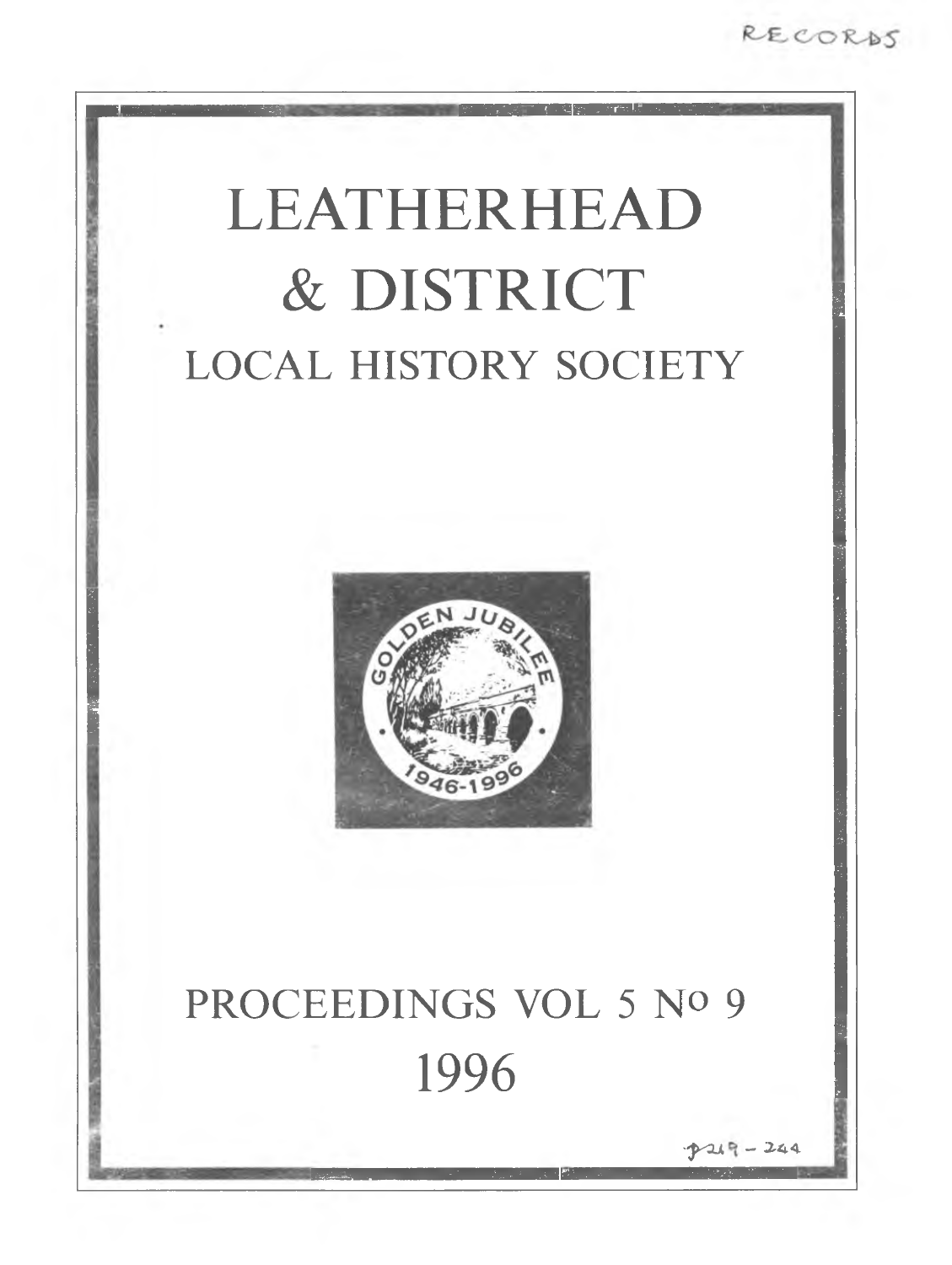RECORDS

# LEATHERHEAD & DISTRICT

## LOCAL HISTORY SOCIETY

GOLDEN JUBILEE

1946-1996

## PROCEEDINGS VOL 5 No 9

## 1996

p249 – 244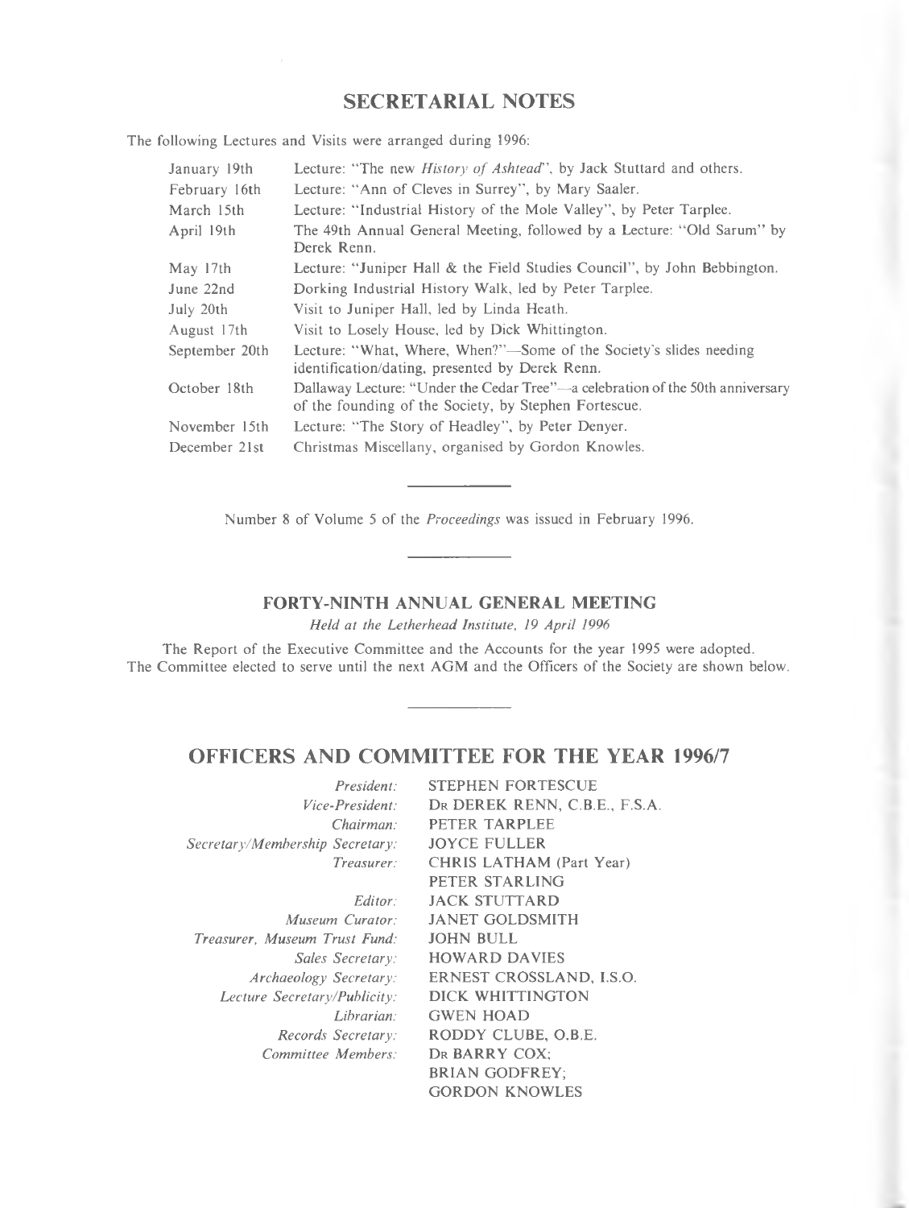## SECRETARIAL NOTES

The following Lectures and Visits were arranged during 1996:

| | |
|---|---|
| January 19th | Lecture: "The new *History of Ashtead*", by Jack Stuttard and others. |
| February 16th | Lecture: "Ann of Cleves in Surrey", by Mary Saaler. |
| March 15th | Lecture: "Industrial History of the Mole Valley", by Peter Tarplee. |
| April 19th | The 49th Annual General Meeting, followed by a Lecture: "Old Sarum" by Derek Renn. |
| May 17th | Lecture: "Juniper Hall & the Field Studies Council", by John Bebbington. |
| June 22nd | Dorking Industrial History Walk, led by Peter Tarplee. |
| July 20th | Visit to Juniper Hall, led by Linda Heath. |
| August 17th | Visit to Losely House, led by Dick Whittington. |
| September 20th | Lecture: "What, Where, When?"—Some of the Society's slides needing identification/dating, presented by Derek Renn. |
| October 18th | Dallaway Lecture: "Under the Cedar Tree"—a celebration of the 50th anniversary of the founding of the Society, by Stephen Fortescue. |
| November 15th | Lecture: "The Story of Headley", by Peter Denyer. |
| December 21st | Christmas Miscellany, organised by Gordon Knowles. |

---

Number 8 of Volume 5 of the *Proceedings* was issued in February 1996.

---

### FORTY-NINTH ANNUAL GENERAL MEETING

*Held at the Letherhead Institute, 19 April 1996*

The Report of the Executive Committee and the Accounts for the year 1995 were adopted. The Committee elected to serve until the next AGM and the Officers of the Society are shown below.

---

## OFFICERS AND COMMITTEE FOR THE YEAR 1996/7

| | |
|---|---|
| *President:* | STEPHEN FORTESCUE |
| *Vice-President:* | Dr DEREK RENN, C.B.E., F.S.A. |
| *Chairman:* | PETER TARPLEE |
| *Secretary/Membership Secretary:* | JOYCE FULLER |
| *Treasurer:* | CHRIS LATHAM (Part Year) |
| | PETER STARLING |
| *Editor:* | JACK STUTTARD |
| *Museum Curator:* | JANET GOLDSMITH |
| *Treasurer, Museum Trust Fund:* | JOHN BULL |
| *Sales Secretary:* | HOWARD DAVIES |
| *Archaeology Secretary:* | ERNEST CROSSLAND, I.S.O. |
| *Lecture Secretary/Publicity:* | DICK WHITTINGTON |
| *Librarian:* | GWEN HOAD |
| *Records Secretary:* | RODDY CLUBE, O.B.E. |
| *Committee Members:* | Dr BARRY COX; |
| | BRIAN GODFREY; |
| | GORDON KNOWLES |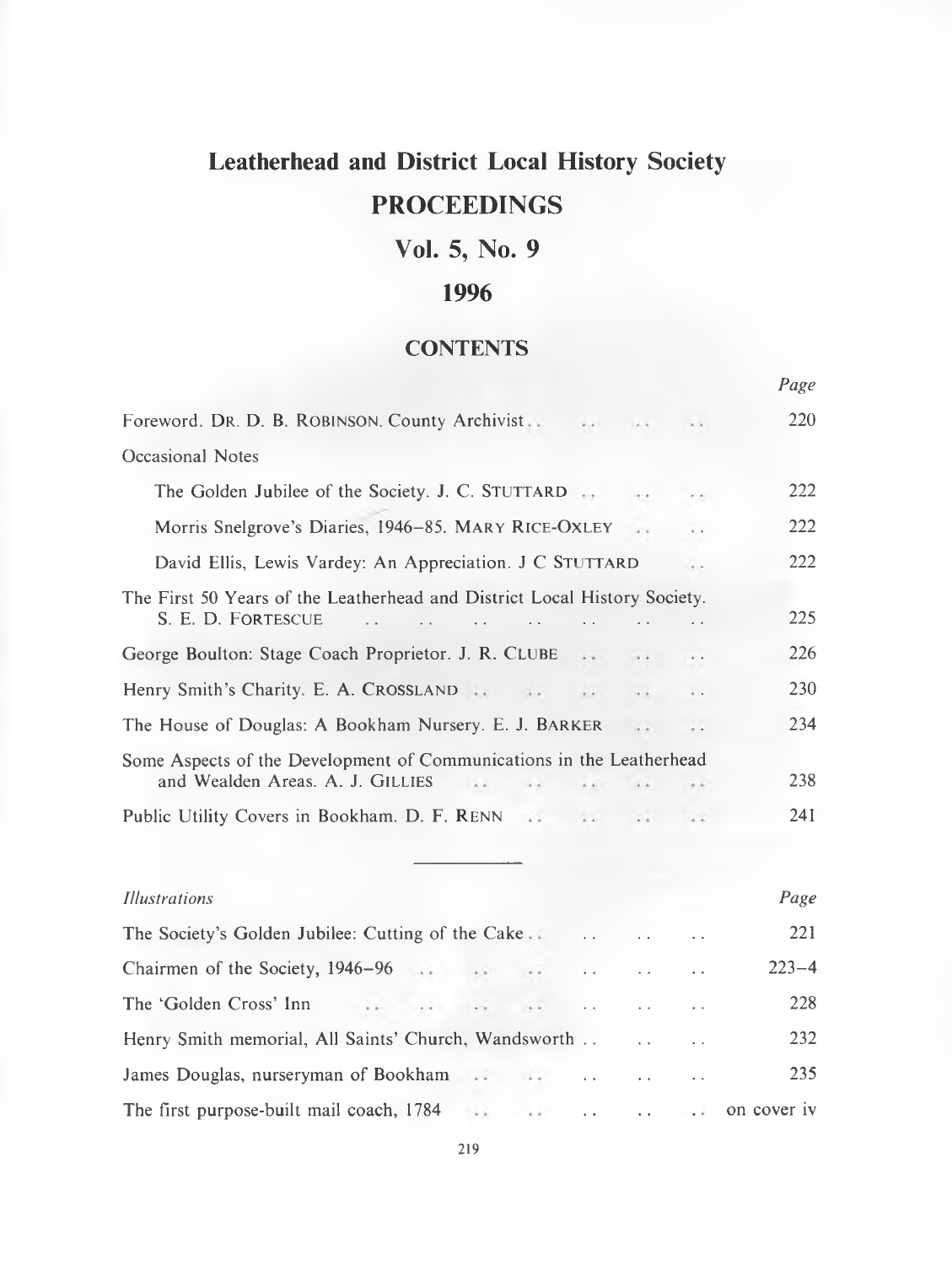# Leatherhead and District Local History Society

# PROCEEDINGS

## Vol. 5, No. 9

## 1996

### CONTENTS

| | Page |
|---|---|
| Foreword. DR. D. B. ROBINSON, County Archivist | 220 |
| Occasional Notes | |
| The Golden Jubilee of the Society. J. C. STUTTARD | 222 |
| Morris Snelgrove's Diaries, 1946–85. MARY RICE-OXLEY | 222 |
| David Ellis, Lewis Vardey: An Appreciation. J C STUTTARD | 222 |
| The First 50 Years of the Leatherhead and District Local History Society. S. E. D. FORTESCUE | 225 |
| George Boulton: Stage Coach Proprietor. J. R. CLUBE | 226 |
| Henry Smith's Charity. E. A. CROSSLAND | 230 |
| The House of Douglas: A Bookham Nursery. E. J. BARKER | 234 |
| Some Aspects of the Development of Communications in the Leatherhead and Wealden Areas. A. J. GILLIES | 238 |
| Public Utility Covers in Bookham. D. F. RENN | 241 |

---

| *Illustrations* | *Page* |
|---|---|
| The Society's Golden Jubilee: Cutting of the Cake | 221 |
| Chairmen of the Society, 1946–96 | 223–4 |
| The 'Golden Cross' Inn | 228 |
| Henry Smith memorial, All Saints' Church, Wandsworth | 232 |
| James Douglas, nurseryman of Bookham | 235 |
| The first purpose-built mail coach, 1784 | on cover iv |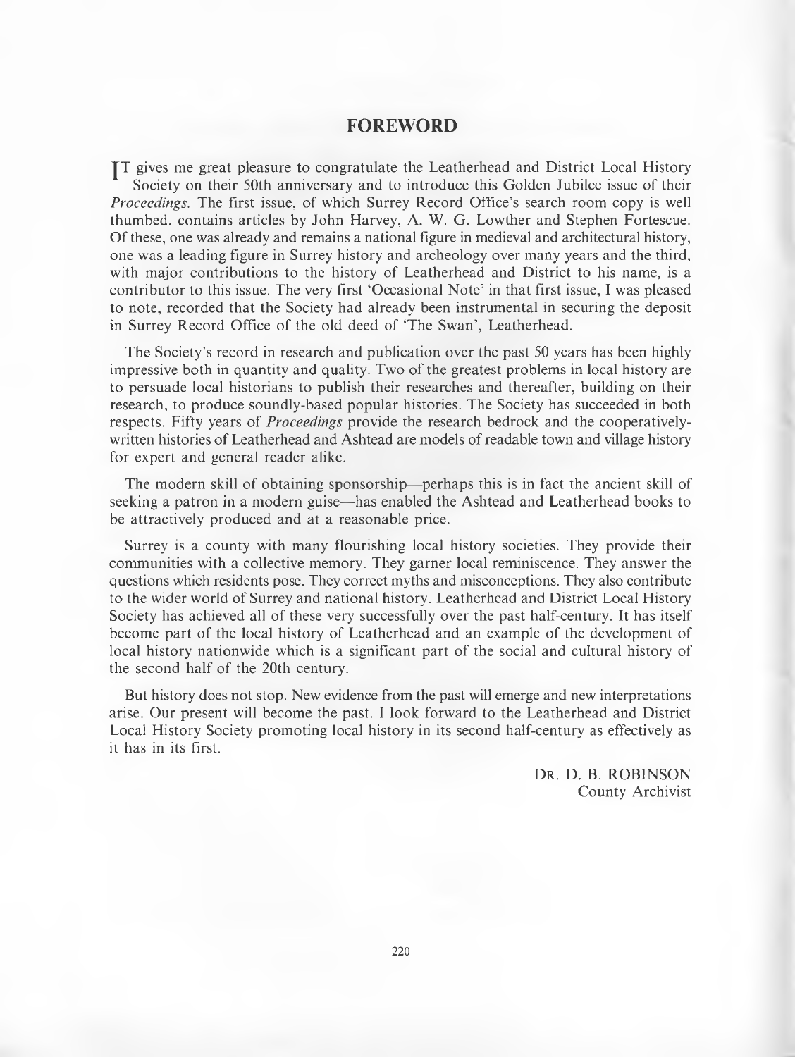## FOREWORD

IT gives me great pleasure to congratulate the Leatherhead and District Local History Society on their 50th anniversary and to introduce this Golden Jubilee issue of their *Proceedings*. The first issue, of which Surrey Record Office's search room copy is well thumbed, contains articles by John Harvey, A. W. G. Lowther and Stephen Fortescue. Of these, one was already and remains a national figure in medieval and architectural history, one was a leading figure in Surrey history and archeology over many years and the third, with major contributions to the history of Leatherhead and District to his name, is a contributor to this issue. The very first 'Occasional Note' in that first issue, I was pleased to note, recorded that the Society had already been instrumental in securing the deposit in Surrey Record Office of the old deed of 'The Swan', Leatherhead.

The Society's record in research and publication over the past 50 years has been highly impressive both in quantity and quality. Two of the greatest problems in local history are to persuade local historians to publish their researches and thereafter, building on their research, to produce soundly-based popular histories. The Society has succeeded in both respects. Fifty years of *Proceedings* provide the research bedrock and the cooperatively-written histories of Leatherhead and Ashtead are models of readable town and village history for expert and general reader alike.

The modern skill of obtaining sponsorship—perhaps this is in fact the ancient skill of seeking a patron in a modern guise—has enabled the Ashtead and Leatherhead books to be attractively produced and at a reasonable price.

Surrey is a county with many flourishing local history societies. They provide their communities with a collective memory. They garner local reminiscence. They answer the questions which residents pose. They correct myths and misconceptions. They also contribute to the wider world of Surrey and national history. Leatherhead and District Local History Society has achieved all of these very successfully over the past half-century. It has itself become part of the local history of Leatherhead and an example of the development of local history nationwide which is a significant part of the social and cultural history of the second half of the 20th century.

But history does not stop. New evidence from the past will emerge and new interpretations arise. Our present will become the past. I look forward to the Leatherhead and District Local History Society promoting local history in its second half-century as effectively as it has in its first.

DR. D. B. ROBINSON
County Archivist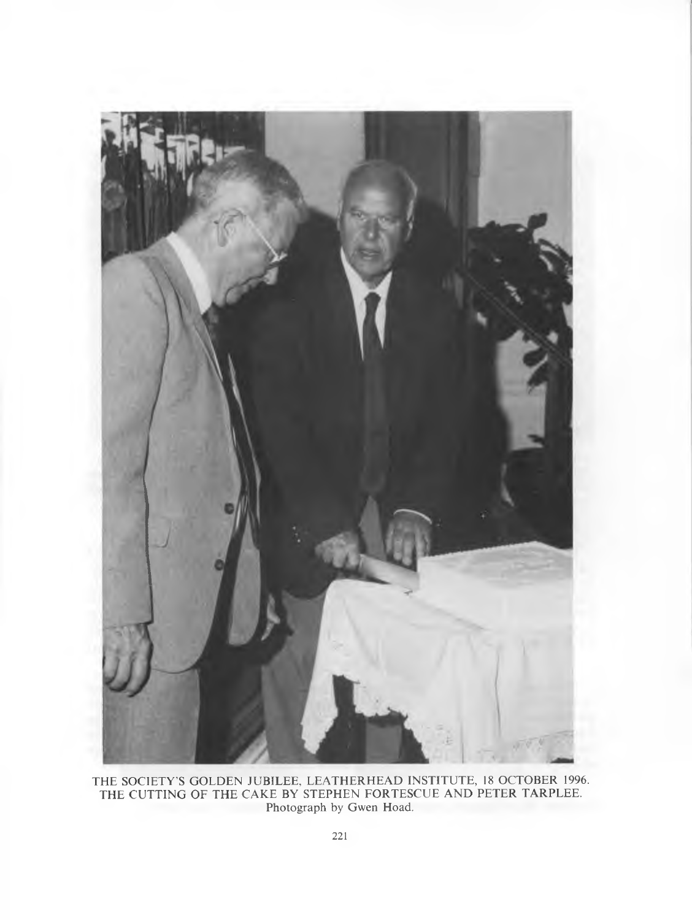THE SOCIETY'S GOLDEN JUBILEE, LEATHERHEAD INSTITUTE, 18 OCTOBER 1996.
THE CUTTING OF THE CAKE BY STEPHEN FORTESCUE AND PETER TARPLEE.
Photograph by Gwen Hoad.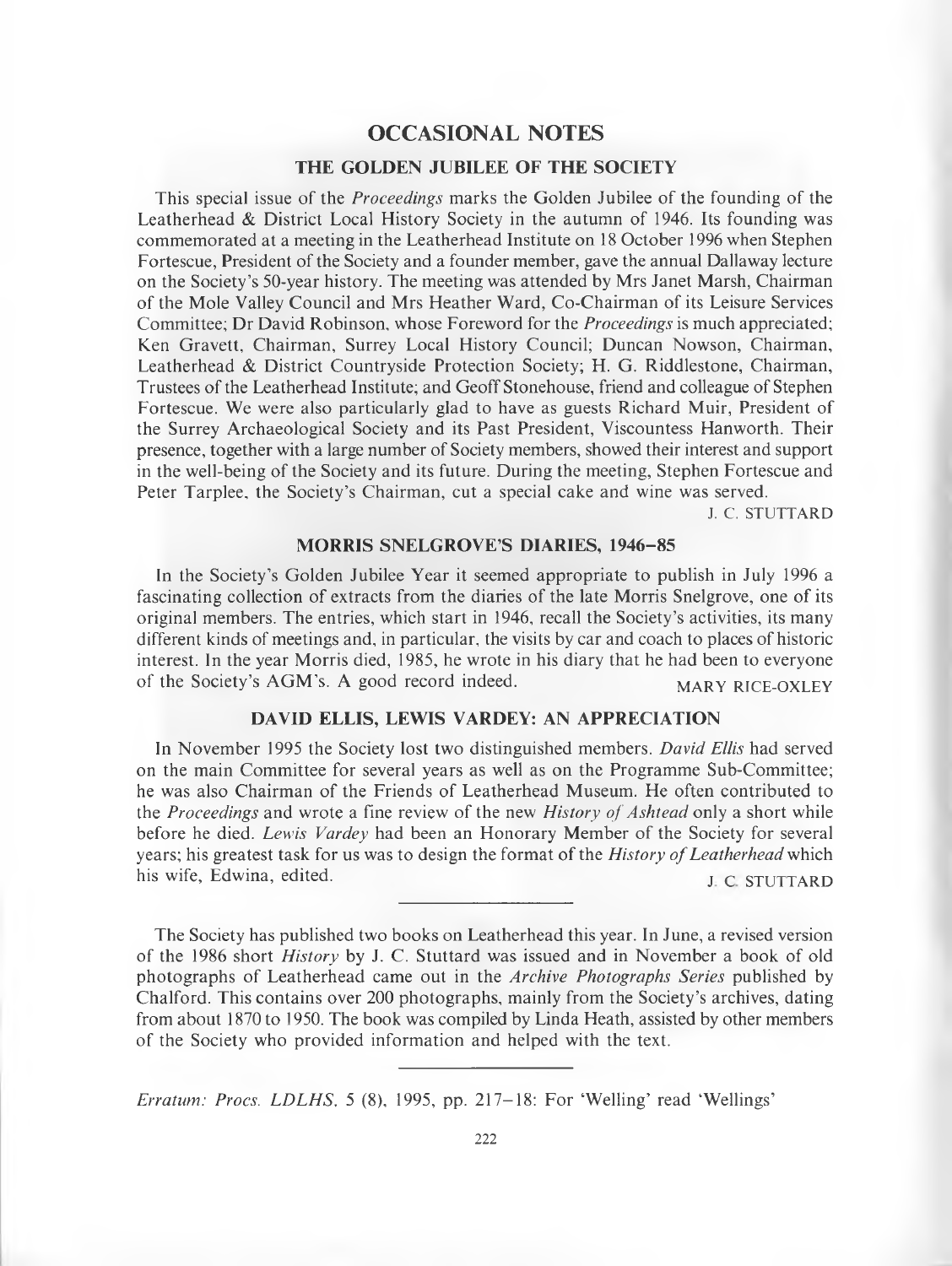# OCCASIONAL NOTES

## THE GOLDEN JUBILEE OF THE SOCIETY

This special issue of the *Proceedings* marks the Golden Jubilee of the founding of the Leatherhead & District Local History Society in the autumn of 1946. Its founding was commemorated at a meeting in the Leatherhead Institute on 18 October 1996 when Stephen Fortescue, President of the Society and a founder member, gave the annual Dallaway lecture on the Society's 50-year history. The meeting was attended by Mrs Janet Marsh, Chairman of the Mole Valley Council and Mrs Heather Ward, Co-Chairman of its Leisure Services Committee; Dr David Robinson, whose Foreword for the *Proceedings* is much appreciated; Ken Gravett, Chairman, Surrey Local History Council; Duncan Nowson, Chairman, Leatherhead & District Countryside Protection Society; H. G. Riddlestone, Chairman, Trustees of the Leatherhead Institute; and Geoff Stonehouse, friend and colleague of Stephen Fortescue. We were also particularly glad to have as guests Richard Muir, President of the Surrey Archaeological Society and its Past President, Viscountess Hanworth. Their presence, together with a large number of Society members, showed their interest and support in the well-being of the Society and its future. During the meeting, Stephen Fortescue and Peter Tarplee, the Society's Chairman, cut a special cake and wine was served.

J. C. STUTTARD

## MORRIS SNELGROVE'S DIARIES, 1946–85

In the Society's Golden Jubilee Year it seemed appropriate to publish in July 1996 a fascinating collection of extracts from the diaries of the late Morris Snelgrove, one of its original members. The entries, which start in 1946, recall the Society's activities, its many different kinds of meetings and, in particular, the visits by car and coach to places of historic interest. In the year Morris died, 1985, he wrote in his diary that he had been to everyone of the Society's AGM's. A good record indeed.

MARY RICE-OXLEY

## DAVID ELLIS, LEWIS VARDEY: AN APPRECIATION

In November 1995 the Society lost two distinguished members. *David Ellis* had served on the main Committee for several years as well as on the Programme Sub-Committee; he was also Chairman of the Friends of Leatherhead Museum. He often contributed to the *Proceedings* and wrote a fine review of the new *History of Ashtead* only a short while before he died. *Lewis Vardey* had been an Honorary Member of the Society for several years; his greatest task for us was to design the format of the *History of Leatherhead* which his wife, Edwina, edited.

J. C. STUTTARD

---

The Society has published two books on Leatherhead this year. In June, a revised version of the 1986 short *History* by J. C. Stuttard was issued and in November a book of old photographs of Leatherhead came out in the *Archive Photographs Series* published by Chalford. This contains over 200 photographs, mainly from the Society's archives, dating from about 1870 to 1950. The book was compiled by Linda Heath, assisted by other members of the Society who provided information and helped with the text.

---

*Erratum: Procs. LDLHS*, 5 (8), 1995, pp. 217–18: For 'Welling' read 'Wellings'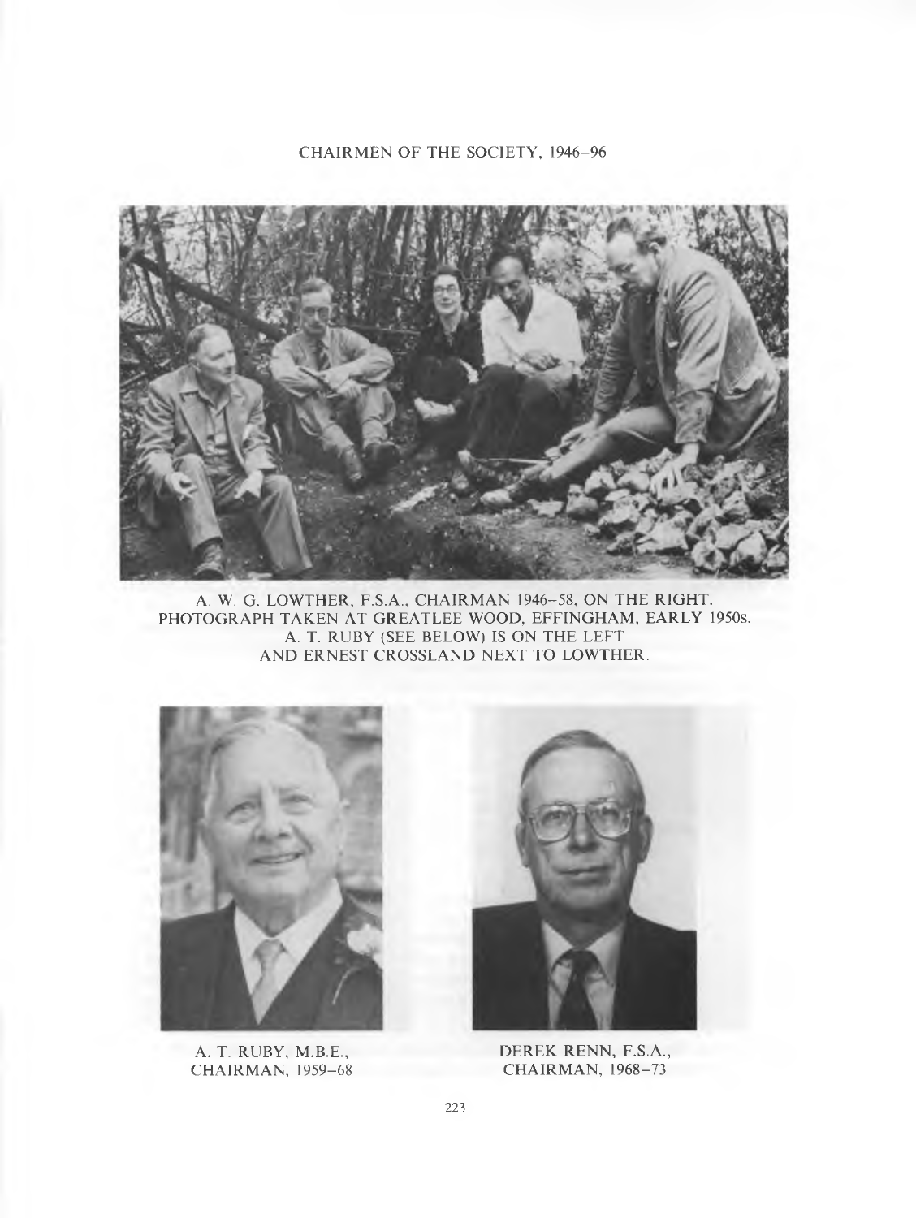CHAIRMEN OF THE SOCIETY, 1946–96

A. W. G. LOWTHER, F.S.A., CHAIRMAN 1946–58, ON THE RIGHT. PHOTOGRAPH TAKEN AT GREATLEE WOOD, EFFINGHAM, EARLY 1950s. A. T. RUBY (SEE BELOW) IS ON THE LEFT AND ERNEST CROSSLAND NEXT TO LOWTHER.

A. T. RUBY, M.B.E., CHAIRMAN, 1959–68

DEREK RENN, F.S.A., CHAIRMAN, 1968–73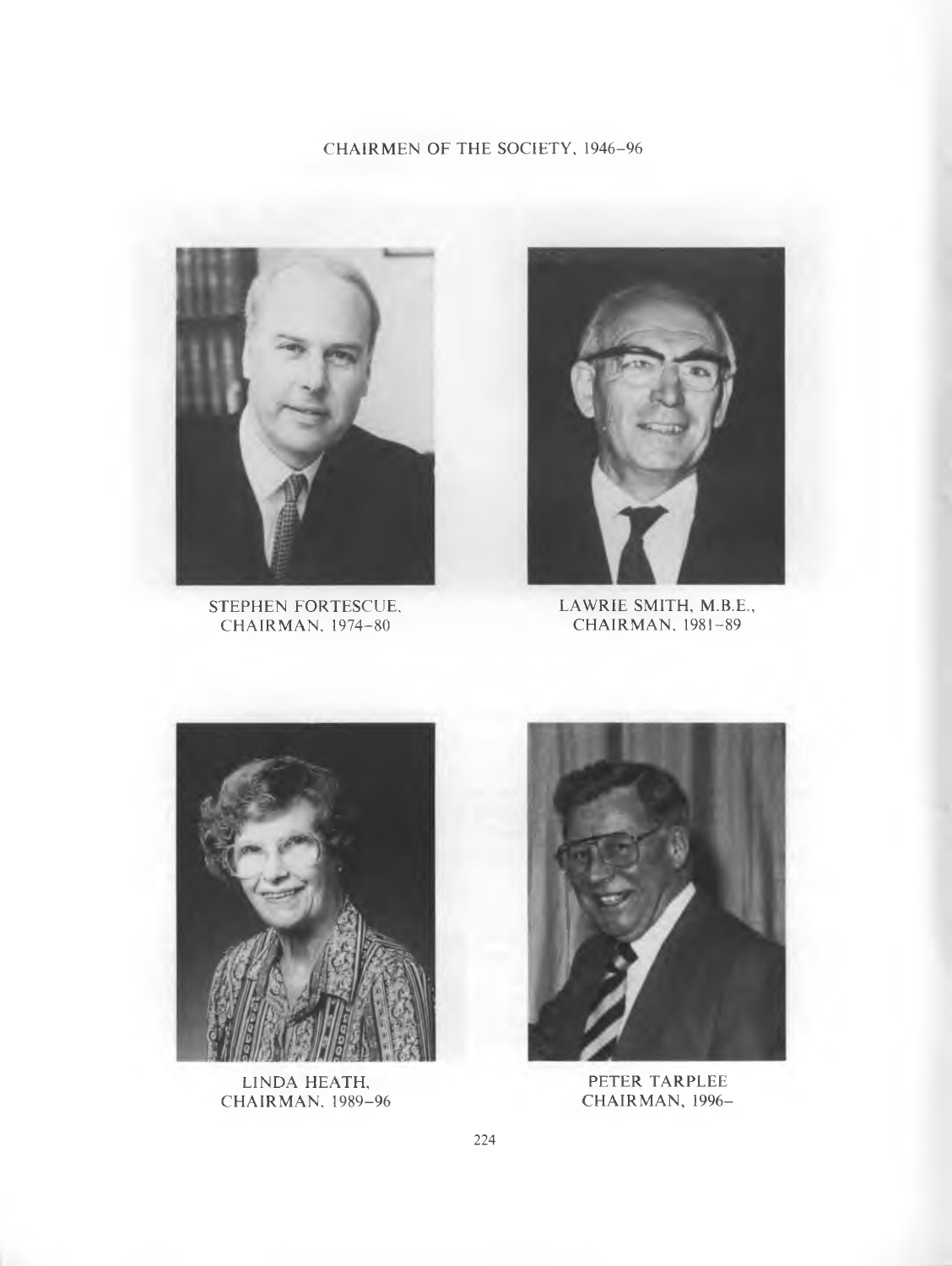CHAIRMEN OF THE SOCIETY, 1946–96

STEPHEN FORTESCUE,
CHAIRMAN, 1974–80

LAWRIE SMITH, M.B.E.,
CHAIRMAN, 1981–89

LINDA HEATH,
CHAIRMAN, 1989–96

PETER TARPLEE
CHAIRMAN, 1996–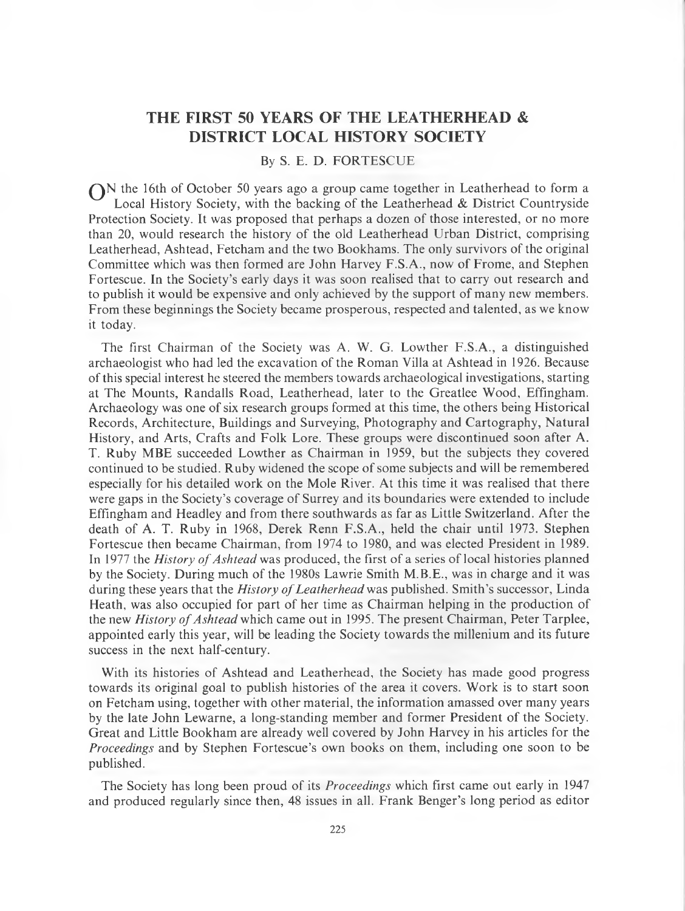# THE FIRST 50 YEARS OF THE LEATHERHEAD & DISTRICT LOCAL HISTORY SOCIETY

By S. E. D. FORTESCUE

ON the 16th of October 50 years ago a group came together in Leatherhead to form a Local History Society, with the backing of the Leatherhead & District Countryside Protection Society. It was proposed that perhaps a dozen of those interested, or no more than 20, would research the history of the old Leatherhead Urban District, comprising Leatherhead, Ashtead, Fetcham and the two Bookhams. The only survivors of the original Committee which was then formed are John Harvey F.S.A., now of Frome, and Stephen Fortescue. In the Society's early days it was soon realised that to carry out research and to publish it would be expensive and only achieved by the support of many new members. From these beginnings the Society became prosperous, respected and talented, as we know it today.

The first Chairman of the Society was A. W. G. Lowther F.S.A., a distinguished archaeologist who had led the excavation of the Roman Villa at Ashtead in 1926. Because of this special interest he steered the members towards archaeological investigations, starting at The Mounts, Randalls Road, Leatherhead, later to the Greatlee Wood, Effingham. Archaeology was one of six research groups formed at this time, the others being Historical Records, Architecture, Buildings and Surveying, Photography and Cartography, Natural History, and Arts, Crafts and Folk Lore. These groups were discontinued soon after A. T. Ruby MBE succeeded Lowther as Chairman in 1959, but the subjects they covered continued to be studied. Ruby widened the scope of some subjects and will be remembered especially for his detailed work on the Mole River. At this time it was realised that there were gaps in the Society's coverage of Surrey and its boundaries were extended to include Effingham and Headley and from there southwards as far as Little Switzerland. After the death of A. T. Ruby in 1968, Derek Renn F.S.A., held the chair until 1973. Stephen Fortescue then became Chairman, from 1974 to 1980, and was elected President in 1989. In 1977 the *History of Ashtead* was produced, the first of a series of local histories planned by the Society. During much of the 1980s Lawrie Smith M.B.E., was in charge and it was during these years that the *History of Leatherhead* was published. Smith's successor, Linda Heath, was also occupied for part of her time as Chairman helping in the production of the new *History of Ashtead* which came out in 1995. The present Chairman, Peter Tarplee, appointed early this year, will be leading the Society towards the millenium and its future success in the next half-century.

With its histories of Ashtead and Leatherhead, the Society has made good progress towards its original goal to publish histories of the area it covers. Work is to start soon on Fetcham using, together with other material, the information amassed over many years by the late John Lewarne, a long-standing member and former President of the Society. Great and Little Bookham are already well covered by John Harvey in his articles for the *Proceedings* and by Stephen Fortescue's own books on them, including one soon to be published.

The Society has long been proud of its *Proceedings* which first came out early in 1947 and produced regularly since then, 48 issues in all. Frank Benger's long period as editor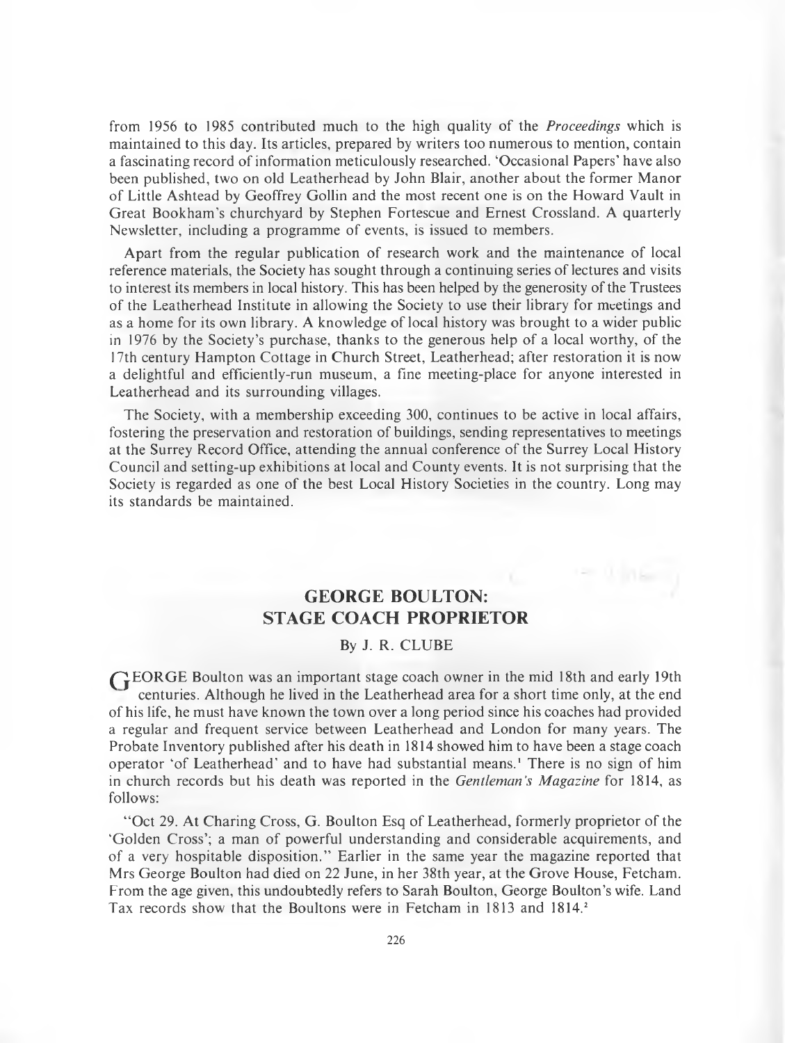from 1956 to 1985 contributed much to the high quality of the *Proceedings* which is maintained to this day. Its articles, prepared by writers too numerous to mention, contain a fascinating record of information meticulously researched. 'Occasional Papers' have also been published, two on old Leatherhead by John Blair, another about the former Manor of Little Ashtead by Geoffrey Gollin and the most recent one is on the Howard Vault in Great Bookham's churchyard by Stephen Fortescue and Ernest Crossland. A quarterly Newsletter, including a programme of events, is issued to members.

Apart from the regular publication of research work and the maintenance of local reference materials, the Society has sought through a continuing series of lectures and visits to interest its members in local history. This has been helped by the generosity of the Trustees of the Leatherhead Institute in allowing the Society to use their library for meetings and as a home for its own library. A knowledge of local history was brought to a wider public in 1976 by the Society's purchase, thanks to the generous help of a local worthy, of the 17th century Hampton Cottage in Church Street, Leatherhead; after restoration it is now a delightful and efficiently-run museum, a fine meeting-place for anyone interested in Leatherhead and its surrounding villages.

The Society, with a membership exceeding 300, continues to be active in local affairs, fostering the preservation and restoration of buildings, sending representatives to meetings at the Surrey Record Office, attending the annual conference of the Surrey Local History Council and setting-up exhibitions at local and County events. It is not surprising that the Society is regarded as one of the best Local History Societies in the country. Long may its standards be maintained.

## GEORGE BOULTON: STAGE COACH PROPRIETOR

By J. R. CLUBE

GEORGE Boulton was an important stage coach owner in the mid 18th and early 19th centuries. Although he lived in the Leatherhead area for a short time only, at the end of his life, he must have known the town over a long period since his coaches had provided a regular and frequent service between Leatherhead and London for many years. The Probate Inventory published after his death in 1814 showed him to have been a stage coach operator 'of Leatherhead' and to have had substantial means.[1] There is no sign of him in church records but his death was reported in the *Gentleman's Magazine* for 1814, as follows:

"Oct 29. At Charing Cross, G. Boulton Esq of Leatherhead, formerly proprietor of the 'Golden Cross'; a man of powerful understanding and considerable acquirements, and of a very hospitable disposition." Earlier in the same year the magazine reported that Mrs George Boulton had died on 22 June, in her 38th year, at the Grove House, Fetcham. From the age given, this undoubtedly refers to Sarah Boulton, George Boulton's wife. Land Tax records show that the Boultons were in Fetcham in 1813 and 1814.[2]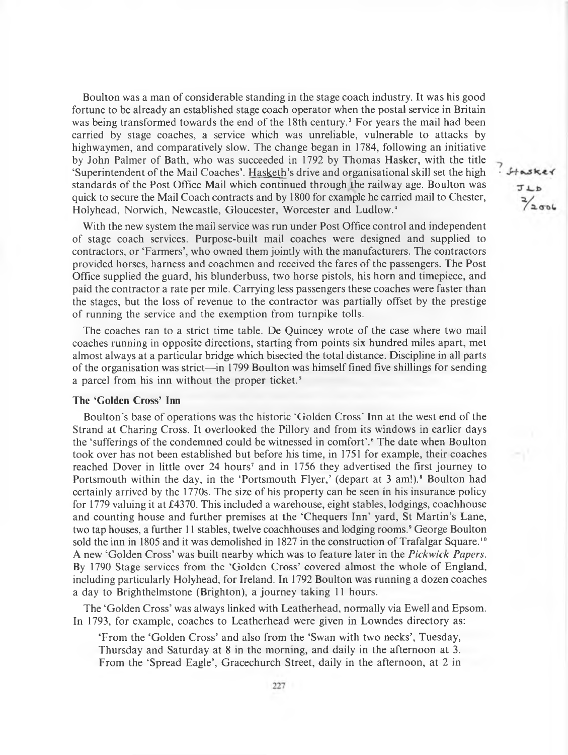Boulton was a man of considerable standing in the stage coach industry. It was his good fortune to be already an established stage coach operator when the postal service in Britain was being transformed towards the end of the 18th century.[3] For years the mail had been carried by stage coaches, a service which was unreliable, vulnerable to attacks by highwaymen, and comparatively slow. The change began in 1784, following an initiative by John Palmer of Bath, who was succeeded in 1792 by Thomas Hasker, with the title 'Superintendent of the Mail Coaches'. Hasketh's drive and organisational skill set the high standards of the Post Office Mail which continued through the railway age. Boulton was quick to secure the Mail Coach contracts and by 1800 for example he carried mail to Chester, Holyhead, Norwich, Newcastle, Gloucester, Worcester and Ludlow.[4]

With the new system the mail service was run under Post Office control and independent of stage coach services. Purpose-built mail coaches were designed and supplied to contractors, or 'Farmers', who owned them jointly with the manufacturers. The contractors provided horses, harness and coachmen and received the fares of the passengers. The Post Office supplied the guard, his blunderbuss, two horse pistols, his horn and timepiece, and paid the contractor a rate per mile. Carrying less passengers these coaches were faster than the stages, but the loss of revenue to the contractor was partially offset by the prestige of running the service and the exemption from turnpike tolls.

The coaches ran to a strict time table. De Quincey wrote of the case where two mail coaches running in opposite directions, starting from points six hundred miles apart, met almost always at a particular bridge which bisected the total distance. Discipline in all parts of the organisation was strict—in 1799 Boulton was himself fined five shillings for sending a parcel from his inn without the proper ticket.[5]

### The 'Golden Cross' Inn

Boulton's base of operations was the historic 'Golden Cross' Inn at the west end of the Strand at Charing Cross. It overlooked the Pillory and from its windows in earlier days the 'sufferings of the condemned could be witnessed in comfort'.[6] The date when Boulton took over has not been established but before his time, in 1751 for example, their coaches reached Dover in little over 24 hours[7] and in 1756 they advertised the first journey to Portsmouth within the day, in the 'Portsmouth Flyer,' (depart at 3 am!).[8] Boulton had certainly arrived by the 1770s. The size of his property can be seen in his insurance policy for 1779 valuing it at £4370. This included a warehouse, eight stables, lodgings, coachhouse and counting house and further premises at the 'Chequers Inn' yard, St Martin's Lane, two tap houses, a further 11 stables, twelve coachhouses and lodging rooms.[9] George Boulton sold the inn in 1805 and it was demolished in 1827 in the construction of Trafalgar Square.[10] A new 'Golden Cross' was built nearby which was to feature later in the *Pickwick Papers*. By 1790 Stage services from the 'Golden Cross' covered almost the whole of England, including particularly Holyhead, for Ireland. In 1792 Boulton was running a dozen coaches a day to Brighthelmstone (Brighton), a journey taking 11 hours.

The 'Golden Cross' was always linked with Leatherhead, normally via Ewell and Epsom. In 1793, for example, coaches to Leatherhead were given in Lowndes directory as:

> 'From the 'Golden Cross' and also from the 'Swan with two necks', Tuesday, Thursday and Saturday at 8 in the morning, and daily in the afternoon at 3. From the 'Spread Eagle', Gracechurch Street, daily in the afternoon, at 2 in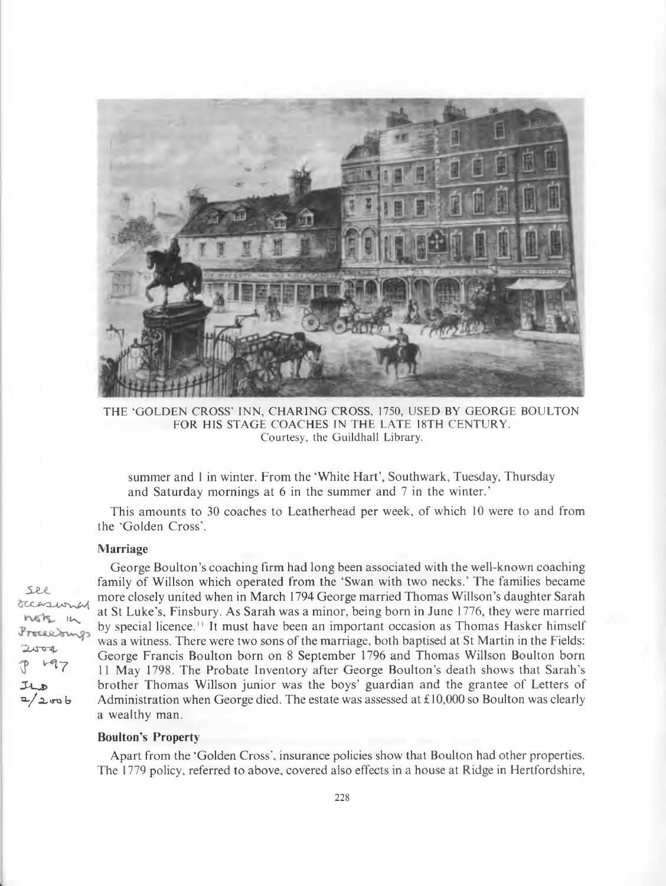THE 'GOLDEN CROSS' INN, CHARING CROSS, 1750, USED BY GEORGE BOULTON FOR HIS STAGE COACHES IN THE LATE 18TH CENTURY.
Courtesy, the Guildhall Library.

summer and 1 in winter. From the 'White Hart', Southwark, Tuesday, Thursday and Saturday mornings at 6 in the summer and 7 in the winter.'

This amounts to 30 coaches to Leatherhead per week, of which 10 were to and from the 'Golden Cross'.

### Marriage

George Boulton's coaching firm had long been associated with the well-known coaching family of Willson which operated from the 'Swan with two necks.' The families became more closely united when in March 1794 George married Thomas Willson's daughter Sarah at St Luke's, Finsbury. As Sarah was a minor, being born in June 1776, they were married by special licence.[11] It must have been an important occasion as Thomas Hasker himself was a witness. There were two sons of the marriage, both baptised at St Martin in the Fields: George Francis Boulton born on 8 September 1796 and Thomas Willson Boulton born 11 May 1798. The Probate Inventory after George Boulton's death shows that Sarah's brother Thomas Willson junior was the boys' guardian and the grantee of Letters of Administration when George died. The estate was assessed at £10,000 so Boulton was clearly a wealthy man.

See occasional note in Proceedings 2004 p 197 JLD 2/2006

### Boulton's Property

Apart from the 'Golden Cross', insurance policies show that Boulton had other properties. The 1779 policy, referred to above, covered also effects in a house at Ridge in Hertfordshire,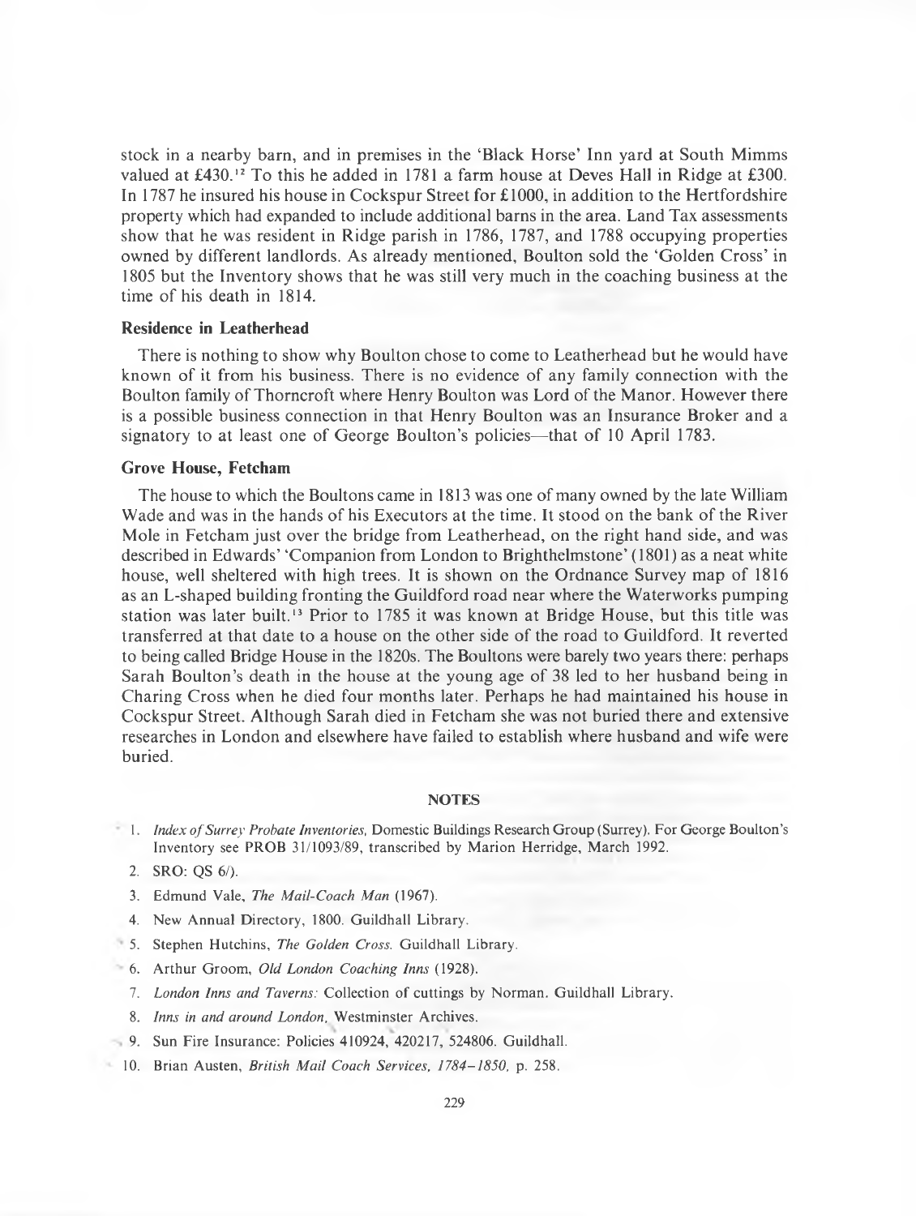stock in a nearby barn, and in premises in the 'Black Horse' Inn yard at South Mimms valued at £430.[12] To this he added in 1781 a farm house at Deves Hall in Ridge at £300. In 1787 he insured his house in Cockspur Street for £1000, in addition to the Hertfordshire property which had expanded to include additional barns in the area. Land Tax assessments show that he was resident in Ridge parish in 1786, 1787, and 1788 occupying properties owned by different landlords. As already mentioned, Boulton sold the 'Golden Cross' in 1805 but the Inventory shows that he was still very much in the coaching business at the time of his death in 1814.

### Residence in Leatherhead

There is nothing to show why Boulton chose to come to Leatherhead but he would have known of it from his business. There is no evidence of any family connection with the Boulton family of Thorncroft where Henry Boulton was Lord of the Manor. However there is a possible business connection in that Henry Boulton was an Insurance Broker and a signatory to at least one of George Boulton's policies—that of 10 April 1783.

### Grove House, Fetcham

The house to which the Boultons came in 1813 was one of many owned by the late William Wade and was in the hands of his Executors at the time. It stood on the bank of the River Mole in Fetcham just over the bridge from Leatherhead, on the right hand side, and was described in Edwards' 'Companion from London to Brighthelmstone' (1801) as a neat white house, well sheltered with high trees. It is shown on the Ordnance Survey map of 1816 as an L-shaped building fronting the Guildford road near where the Waterworks pumping station was later built.[13] Prior to 1785 it was known at Bridge House, but this title was transferred at that date to a house on the other side of the road to Guildford. It reverted to being called Bridge House in the 1820s. The Boultons were barely two years there: perhaps Sarah Boulton's death in the house at the young age of 38 led to her husband being in Charing Cross when he died four months later. Perhaps he had maintained his house in Cockspur Street. Although Sarah died in Fetcham she was not buried there and extensive researches in London and elsewhere have failed to establish where husband and wife were buried.

#### NOTES

1. *Index of Surrey Probate Inventories*, Domestic Buildings Research Group (Surrey). For George Boulton's Inventory see PROB 31/1093/89, transcribed by Marion Herridge, March 1992.
2. SRO: QS 6/).
3. Edmund Vale, *The Mail-Coach Man* (1967).
4. New Annual Directory, 1800. Guildhall Library.
5. Stephen Hutchins, *The Golden Cross*. Guildhall Library.
6. Arthur Groom, *Old London Coaching Inns* (1928).
7. *London Inns and Taverns:* Collection of cuttings by Norman. Guildhall Library.
8. *Inns in and around London*, Westminster Archives.
9. Sun Fire Insurance: Policies 410924, 420217, 524806. Guildhall.
10. Brian Austen, *British Mail Coach Services, 1784–1850*, p. 258.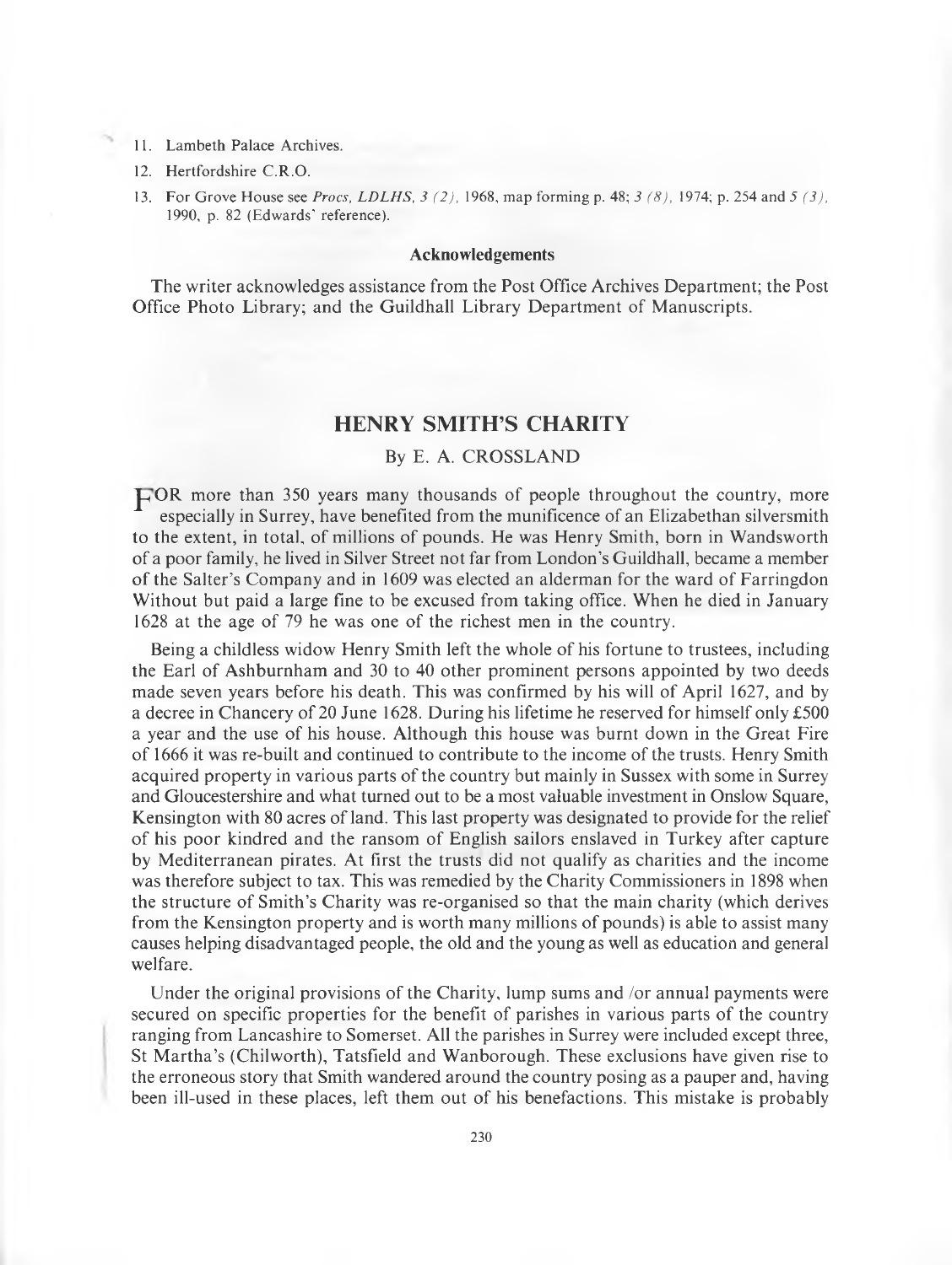11. Lambeth Palace Archives.
12. Hertfordshire C.R.O.
13. For Grove House see *Procs, LDLHS, 3 (2)*, 1968, map forming p. 48; *3 (8)*, 1974; p. 254 and *5 (3)*, 1990, p. 82 (Edwards' reference).

### Acknowledgements

The writer acknowledges assistance from the Post Office Archives Department; the Post Office Photo Library; and the Guildhall Library Department of Manuscripts.

## HENRY SMITH'S CHARITY

By E. A. CROSSLAND

FOR more than 350 years many thousands of people throughout the country, more especially in Surrey, have benefited from the munificence of an Elizabethan silversmith to the extent, in total, of millions of pounds. He was Henry Smith, born in Wandsworth of a poor family, he lived in Silver Street not far from London's Guildhall, became a member of the Salter's Company and in 1609 was elected an alderman for the ward of Farringdon Without but paid a large fine to be excused from taking office. When he died in January 1628 at the age of 79 he was one of the richest men in the country.

Being a childless widow Henry Smith left the whole of his fortune to trustees, including the Earl of Ashburnham and 30 to 40 other prominent persons appointed by two deeds made seven years before his death. This was confirmed by his will of April 1627, and by a decree in Chancery of 20 June 1628. During his lifetime he reserved for himself only £500 a year and the use of his house. Although this house was burnt down in the Great Fire of 1666 it was re-built and continued to contribute to the income of the trusts. Henry Smith acquired property in various parts of the country but mainly in Sussex with some in Surrey and Gloucestershire and what turned out to be a most valuable investment in Onslow Square, Kensington with 80 acres of land. This last property was designated to provide for the relief of his poor kindred and the ransom of English sailors enslaved in Turkey after capture by Mediterranean pirates. At first the trusts did not qualify as charities and the income was therefore subject to tax. This was remedied by the Charity Commissioners in 1898 when the structure of Smith's Charity was re-organised so that the main charity (which derives from the Kensington property and is worth many millions of pounds) is able to assist many causes helping disadvantaged people, the old and the young as well as education and general welfare.

Under the original provisions of the Charity, lump sums /or annual payments were secured on specific properties for the benefit of parishes in various parts of the country ranging from Lancashire to Somerset. All the parishes in Surrey were included except three, St Martha's (Chilworth), Tatsfield and Wanborough. These exclusions have given rise to the erroneous story that Smith wandered around the country posing as a pauper and, having been ill-used in these places, left them out of his benefactions. This mistake is probably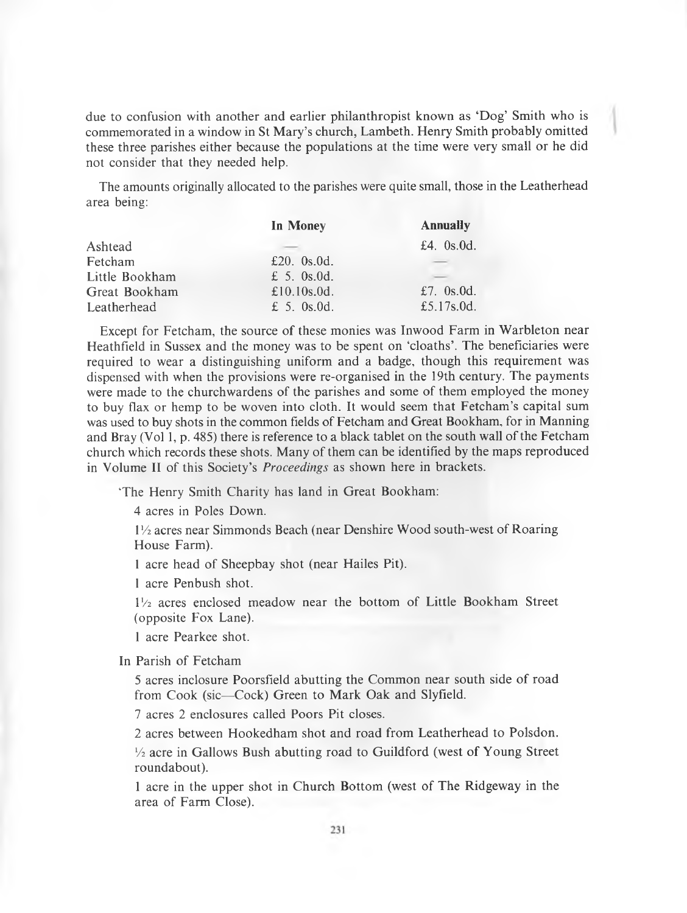due to confusion with another and earlier philanthropist known as 'Dog' Smith who is commemorated in a window in St Mary's church, Lambeth. Henry Smith probably omitted these three parishes either because the populations at the time were very small or he did not consider that they needed help.

The amounts originally allocated to the parishes were quite small, those in the Leatherhead area being:

| | **In Money** | **Annually** |
|---|---|---|
| Ashtead | — | £4. 0s.0d. |
| Fetcham | £20. 0s.0d. | — |
| Little Bookham | £ 5. 0s.0d. | — |
| Great Bookham | £10.10s.0d. | £7. 0s.0d. |
| Leatherhead | £ 5. 0s.0d. | £5.17s.0d. |

Except for Fetcham, the source of these monies was Inwood Farm in Warbleton near Heathfield in Sussex and the money was to be spent on 'cloaths'. The beneficiaries were required to wear a distinguishing uniform and a badge, though this requirement was dispensed with when the provisions were re-organised in the 19th century. The payments were made to the churchwardens of the parishes and some of them employed the money to buy flax or hemp to be woven into cloth. It would seem that Fetcham's capital sum was used to buy shots in the common fields of Fetcham and Great Bookham, for in Manning and Bray (Vol 1, p. 485) there is reference to a black tablet on the south wall of the Fetcham church which records these shots. Many of them can be identified by the maps reproduced in Volume II of this Society's *Proceedings* as shown here in brackets.

> 'The Henry Smith Charity has land in Great Bookham:
>
> 4 acres in Poles Down.
>
> 1½ acres near Simmonds Beach (near Denshire Wood south-west of Roaring House Farm).
>
> 1 acre head of Sheepbay shot (near Hailes Pit).
>
> 1 acre Penbush shot.
>
> 1½ acres enclosed meadow near the bottom of Little Bookham Street (opposite Fox Lane).
>
> 1 acre Pearkee shot.
>
> In Parish of Fetcham
>
> 5 acres inclosure Poorsfield abutting the Common near south side of road from Cook (sic—Cock) Green to Mark Oak and Slyfield.
>
> 7 acres 2 enclosures called Poors Pit closes.
>
> 2 acres between Hookedham shot and road from Leatherhead to Polsdon.
>
> ½ acre in Gallows Bush abutting road to Guildford (west of Young Street roundabout).
>
> 1 acre in the upper shot in Church Bottom (west of The Ridgeway in the area of Farm Close).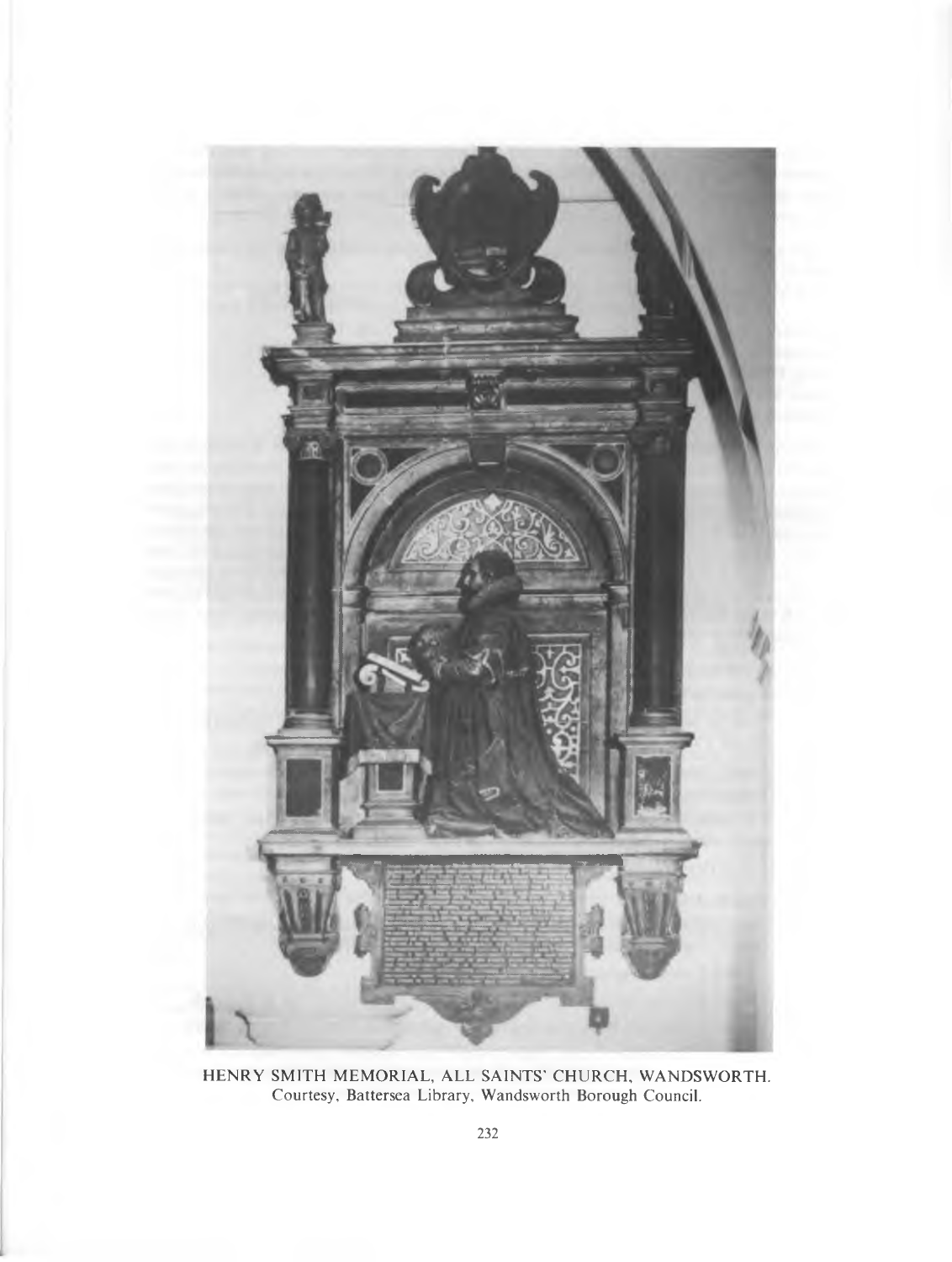HENRY SMITH MEMORIAL, ALL SAINTS' CHURCH, WANDSWORTH.
Courtesy, Battersea Library, Wandsworth Borough Council.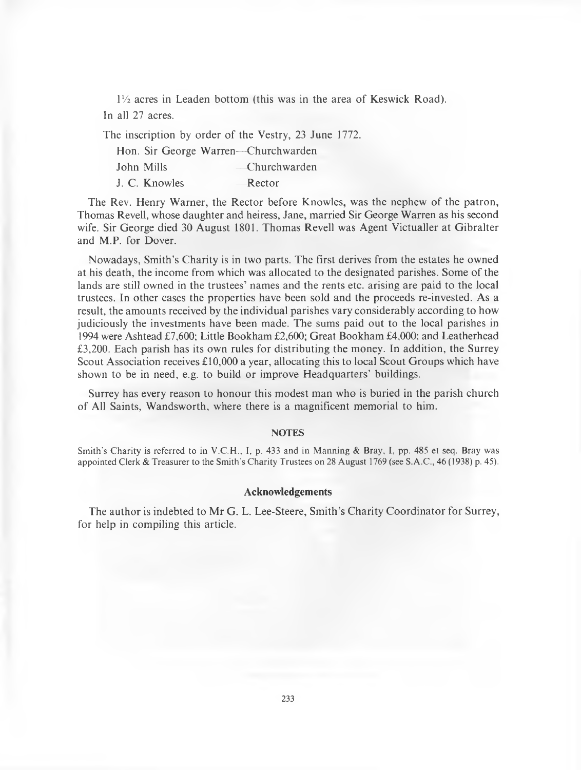1½ acres in Leaden bottom (this was in the area of Keswick Road).

In all 27 acres.

The inscription by order of the Vestry, 23 June 1772.

Hon. Sir George Warren—Churchwarden
John Mills —Churchwarden
J. C. Knowles —Rector

The Rev. Henry Warner, the Rector before Knowles, was the nephew of the patron, Thomas Revell, whose daughter and heiress, Jane, married Sir George Warren as his second wife. Sir George died 30 August 1801. Thomas Revell was Agent Victualler at Gibralter and M.P. for Dover.

Nowadays, Smith's Charity is in two parts. The first derives from the estates he owned at his death, the income from which was allocated to the designated parishes. Some of the lands are still owned in the trustees' names and the rents etc. arising are paid to the local trustees. In other cases the properties have been sold and the proceeds re-invested. As a result, the amounts received by the individual parishes vary considerably according to how judiciously the investments have been made. The sums paid out to the local parishes in 1994 were Ashtead £7,600; Little Bookham £2,600; Great Bookham £4,000; and Leatherhead £3,200. Each parish has its own rules for distributing the money. In addition, the Surrey Scout Association receives £10,000 a year, allocating this to local Scout Groups which have shown to be in need, e.g. to build or improve Headquarters' buildings.

Surrey has every reason to honour this modest man who is buried in the parish church of All Saints, Wandsworth, where there is a magnificent memorial to him.

## NOTES

Smith's Charity is referred to in V.C.H., I, p. 433 and in Manning & Bray, I, pp. 485 et seq. Bray was appointed Clerk & Treasurer to the Smith's Charity Trustees on 28 August 1769 (see S.A.C., 46 (1938) p. 45).

## Acknowledgements

The author is indebted to Mr G. L. Lee-Steere, Smith's Charity Coordinator for Surrey, for help in compiling this article.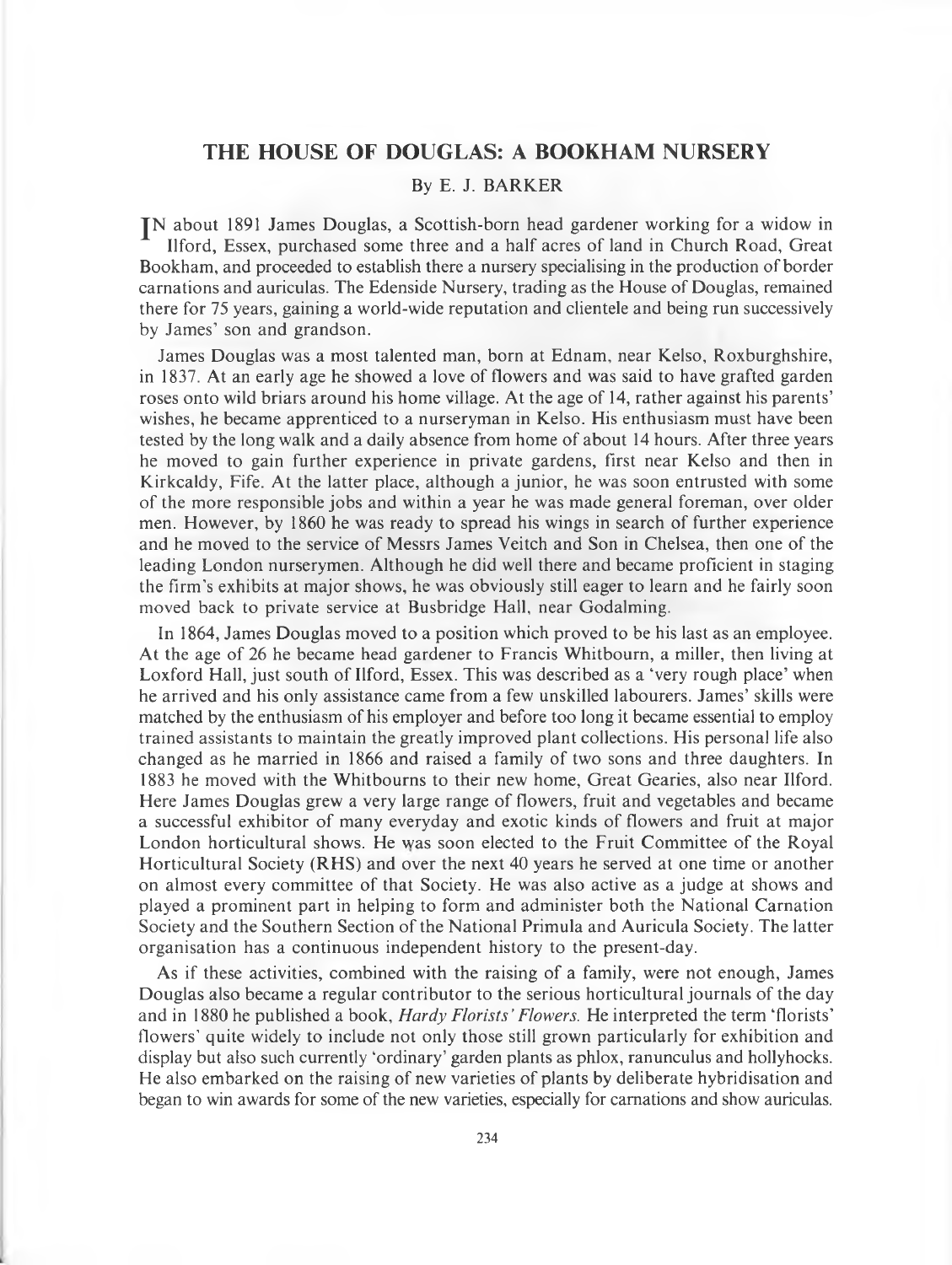## THE HOUSE OF DOUGLAS: A BOOKHAM NURSERY

By E. J. BARKER

IN about 1891 James Douglas, a Scottish-born head gardener working for a widow in Ilford, Essex, purchased some three and a half acres of land in Church Road, Great Bookham, and proceeded to establish there a nursery specialising in the production of border carnations and auriculas. The Edenside Nursery, trading as the House of Douglas, remained there for 75 years, gaining a world-wide reputation and clientele and being run successively by James' son and grandson.

James Douglas was a most talented man, born at Ednam, near Kelso, Roxburghshire, in 1837. At an early age he showed a love of flowers and was said to have grafted garden roses onto wild briars around his home village. At the age of 14, rather against his parents' wishes, he became apprenticed to a nurseryman in Kelso. His enthusiasm must have been tested by the long walk and a daily absence from home of about 14 hours. After three years he moved to gain further experience in private gardens, first near Kelso and then in Kirkcaldy, Fife. At the latter place, although a junior, he was soon entrusted with some of the more responsible jobs and within a year he was made general foreman, over older men. However, by 1860 he was ready to spread his wings in search of further experience and he moved to the service of Messrs James Veitch and Son in Chelsea, then one of the leading London nurserymen. Although he did well there and became proficient in staging the firm's exhibits at major shows, he was obviously still eager to learn and he fairly soon moved back to private service at Busbridge Hall, near Godalming.

In 1864, James Douglas moved to a position which proved to be his last as an employee. At the age of 26 he became head gardener to Francis Whitbourn, a miller, then living at Loxford Hall, just south of Ilford, Essex. This was described as a 'very rough place' when he arrived and his only assistance came from a few unskilled labourers. James' skills were matched by the enthusiasm of his employer and before too long it became essential to employ trained assistants to maintain the greatly improved plant collections. His personal life also changed as he married in 1866 and raised a family of two sons and three daughters. In 1883 he moved with the Whitbourns to their new home, Great Gearies, also near Ilford. Here James Douglas grew a very large range of flowers, fruit and vegetables and became a successful exhibitor of many everyday and exotic kinds of flowers and fruit at major London horticultural shows. He was soon elected to the Fruit Committee of the Royal Horticultural Society (RHS) and over the next 40 years he served at one time or another on almost every committee of that Society. He was also active as a judge at shows and played a prominent part in helping to form and administer both the National Carnation Society and the Southern Section of the National Primula and Auricula Society. The latter organisation has a continuous independent history to the present-day.

As if these activities, combined with the raising of a family, were not enough, James Douglas also became a regular contributor to the serious horticultural journals of the day and in 1880 he published a book, *Hardy Florists' Flowers.* He interpreted the term 'florists' flowers' quite widely to include not only those still grown particularly for exhibition and display but also such currently 'ordinary' garden plants as phlox, ranunculus and hollyhocks. He also embarked on the raising of new varieties of plants by deliberate hybridisation and began to win awards for some of the new varieties, especially for carnations and show auriculas.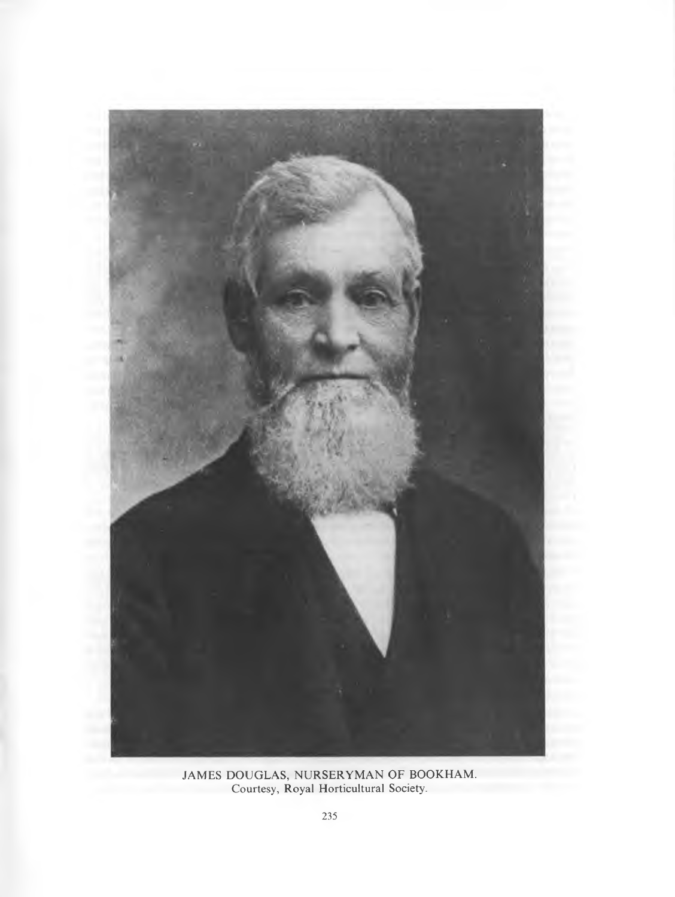JAMES DOUGLAS, NURSERYMAN OF BOOKHAM.
Courtesy, Royal Horticultural Society.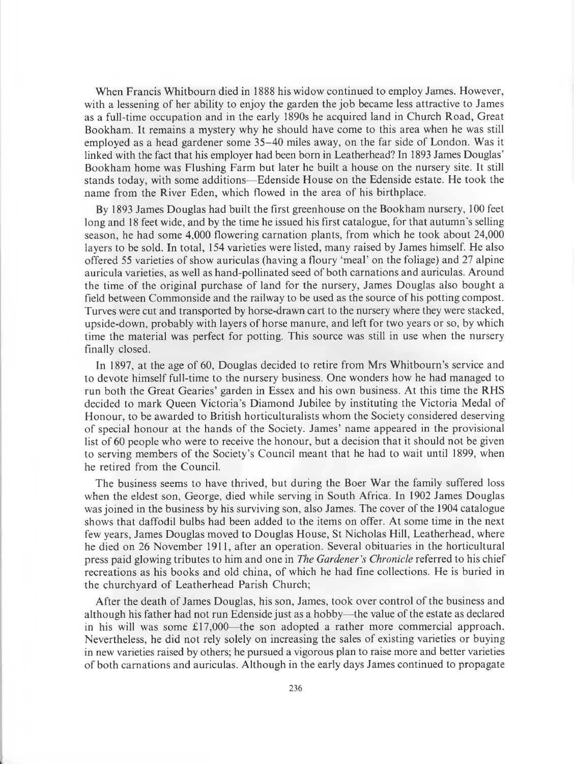When Francis Whitbourn died in 1888 his widow continued to employ James. However, with a lessening of her ability to enjoy the garden the job became less attractive to James as a full-time occupation and in the early 1890s he acquired land in Church Road, Great Bookham. It remains a mystery why he should have come to this area when he was still employed as a head gardener some 35–40 miles away, on the far side of London. Was it linked with the fact that his employer had been born in Leatherhead? In 1893 James Douglas' Bookham home was Flushing Farm but later he built a house on the nursery site. It still stands today, with some additions—Edenside House on the Edenside estate. He took the name from the River Eden, which flowed in the area of his birthplace.

By 1893 James Douglas had built the first greenhouse on the Bookham nursery, 100 feet long and 18 feet wide, and by the time he issued his first catalogue, for that autumn's selling season, he had some 4,000 flowering carnation plants, from which he took about 24,000 layers to be sold. In total, 154 varieties were listed, many raised by James himself. He also offered 55 varieties of show auriculas (having a floury 'meal' on the foliage) and 27 alpine auricula varieties, as well as hand-pollinated seed of both carnations and auriculas. Around the time of the original purchase of land for the nursery, James Douglas also bought a field between Commonside and the railway to be used as the source of his potting compost. Turves were cut and transported by horse-drawn cart to the nursery where they were stacked, upside-down, probably with layers of horse manure, and left for two years or so, by which time the material was perfect for potting. This source was still in use when the nursery finally closed.

In 1897, at the age of 60, Douglas decided to retire from Mrs Whitbourn's service and to devote himself full-time to the nursery business. One wonders how he had managed to run both the Great Gearies' garden in Essex and his own business. At this time the RHS decided to mark Queen Victoria's Diamond Jubilee by instituting the Victoria Medal of Honour, to be awarded to British horticulturalists whom the Society considered deserving of special honour at the hands of the Society. James' name appeared in the provisional list of 60 people who were to receive the honour, but a decision that it should not be given to serving members of the Society's Council meant that he had to wait until 1899, when he retired from the Council.

The business seems to have thrived, but during the Boer War the family suffered loss when the eldest son, George, died while serving in South Africa. In 1902 James Douglas was joined in the business by his surviving son, also James. The cover of the 1904 catalogue shows that daffodil bulbs had been added to the items on offer. At some time in the next few years, James Douglas moved to Douglas House, St Nicholas Hill, Leatherhead, where he died on 26 November 1911, after an operation. Several obituaries in the horticultural press paid glowing tributes to him and one in *The Gardener's Chronicle* referred to his chief recreations as his books and old china, of which he had fine collections. He is buried in the churchyard of Leatherhead Parish Church;

After the death of James Douglas, his son, James, took over control of the business and although his father had not run Edenside just as a hobby—the value of the estate as declared in his will was some £17,000—the son adopted a rather more commercial approach. Nevertheless, he did not rely solely on increasing the sales of existing varieties or buying in new varieties raised by others; he pursued a vigorous plan to raise more and better varieties of both carnations and auriculas. Although in the early days James continued to propagate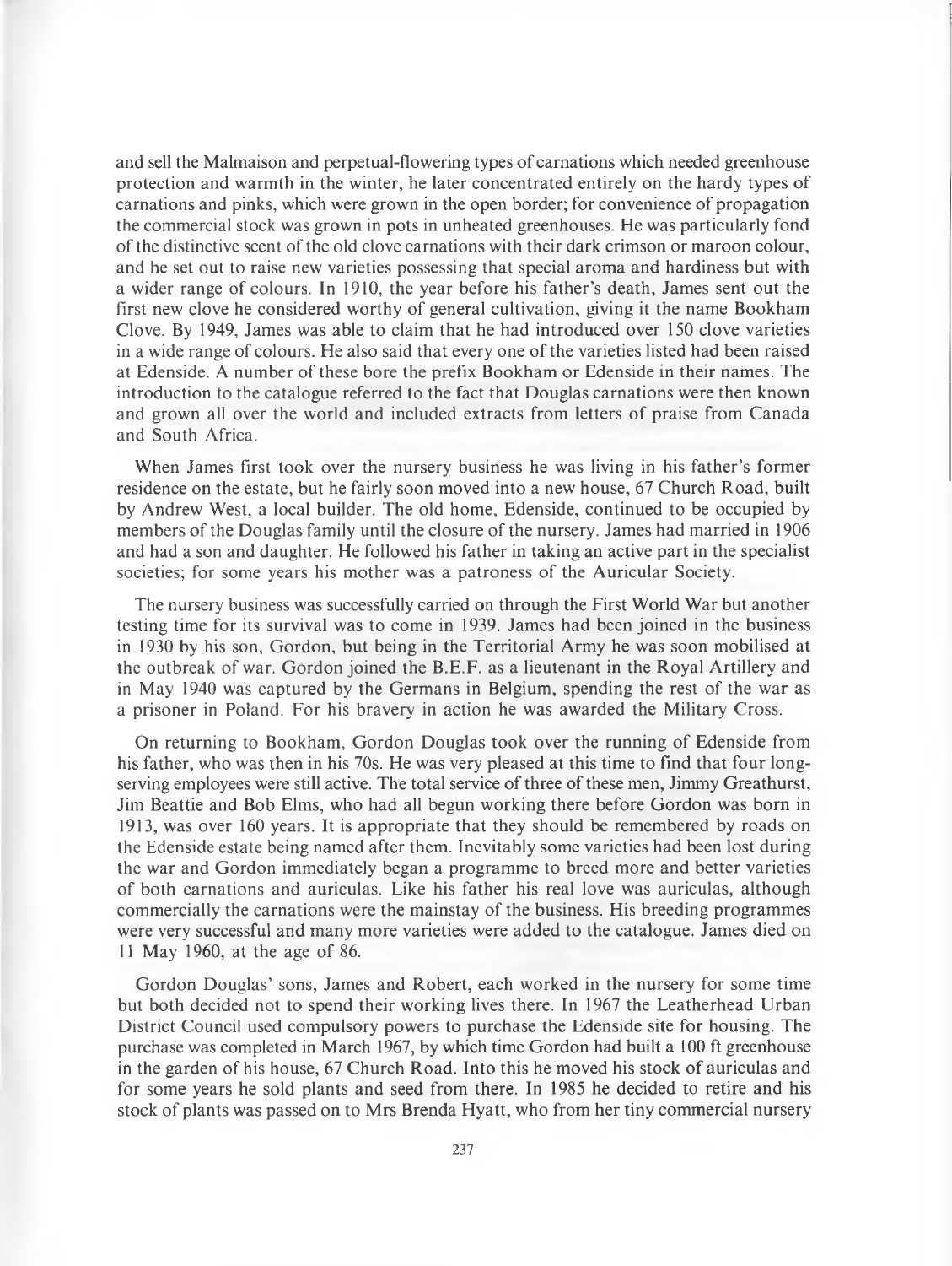and sell the Malmaison and perpetual-flowering types of carnations which needed greenhouse protection and warmth in the winter, he later concentrated entirely on the hardy types of carnations and pinks, which were grown in the open border; for convenience of propagation the commercial stock was grown in pots in unheated greenhouses. He was particularly fond of the distinctive scent of the old clove carnations with their dark crimson or maroon colour, and he set out to raise new varieties possessing that special aroma and hardiness but with a wider range of colours. In 1910, the year before his father's death, James sent out the first new clove he considered worthy of general cultivation, giving it the name Bookham Clove. By 1949, James was able to claim that he had introduced over 150 clove varieties in a wide range of colours. He also said that every one of the varieties listed had been raised at Edenside. A number of these bore the prefix Bookham or Edenside in their names. The introduction to the catalogue referred to the fact that Douglas carnations were then known and grown all over the world and included extracts from letters of praise from Canada and South Africa.

When James first took over the nursery business he was living in his father's former residence on the estate, but he fairly soon moved into a new house, 67 Church Road, built by Andrew West, a local builder. The old home, Edenside, continued to be occupied by members of the Douglas family until the closure of the nursery. James had married in 1906 and had a son and daughter. He followed his father in taking an active part in the specialist societies; for some years his mother was a patroness of the Auricular Society.

The nursery business was successfully carried on through the First World War but another testing time for its survival was to come in 1939. James had been joined in the business in 1930 by his son, Gordon, but being in the Territorial Army he was soon mobilised at the outbreak of war. Gordon joined the B.E.F. as a lieutenant in the Royal Artillery and in May 1940 was captured by the Germans in Belgium, spending the rest of the war as a prisoner in Poland. For his bravery in action he was awarded the Military Cross.

On returning to Bookham, Gordon Douglas took over the running of Edenside from his father, who was then in his 70s. He was very pleased at this time to find that four long-serving employees were still active. The total service of three of these men, Jimmy Greathurst, Jim Beattie and Bob Elms, who had all begun working there before Gordon was born in 1913, was over 160 years. It is appropriate that they should be remembered by roads on the Edenside estate being named after them. Inevitably some varieties had been lost during the war and Gordon immediately began a programme to breed more and better varieties of both carnations and auriculas. Like his father his real love was auriculas, although commercially the carnations were the mainstay of the business. His breeding programmes were very successful and many more varieties were added to the catalogue. James died on 11 May 1960, at the age of 86.

Gordon Douglas' sons, James and Robert, each worked in the nursery for some time but both decided not to spend their working lives there. In 1967 the Leatherhead Urban District Council used compulsory powers to purchase the Edenside site for housing. The purchase was completed in March 1967, by which time Gordon had built a 100 ft greenhouse in the garden of his house, 67 Church Road. Into this he moved his stock of auriculas and for some years he sold plants and seed from there. In 1985 he decided to retire and his stock of plants was passed on to Mrs Brenda Hyatt, who from her tiny commercial nursery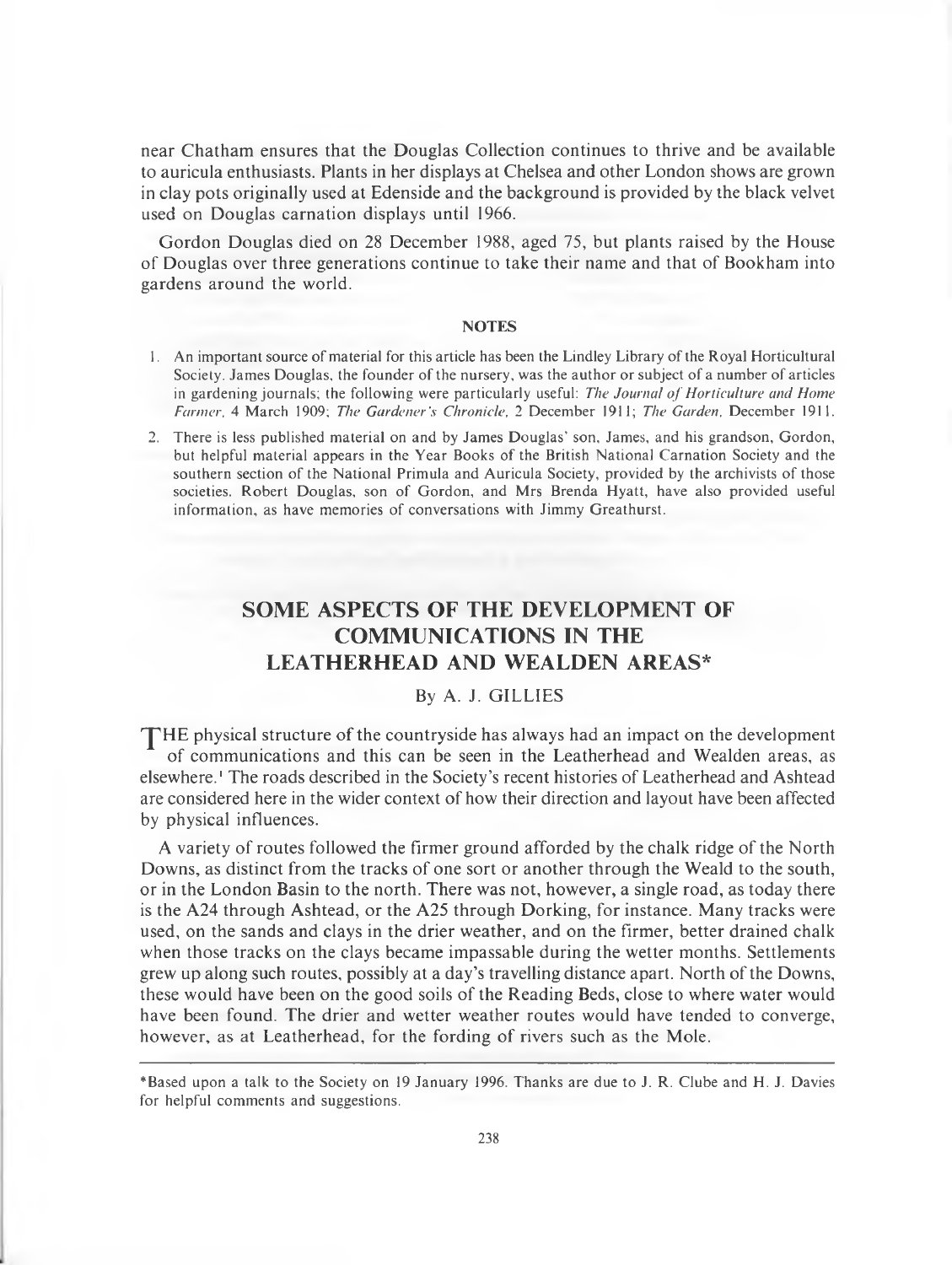near Chatham ensures that the Douglas Collection continues to thrive and be available to auricula enthusiasts. Plants in her displays at Chelsea and other London shows are grown in clay pots originally used at Edenside and the background is provided by the black velvet used on Douglas carnation displays until 1966.

Gordon Douglas died on 28 December 1988, aged 75, but plants raised by the House of Douglas over three generations continue to take their name and that of Bookham into gardens around the world.

### NOTES

1. An important source of material for this article has been the Lindley Library of the Royal Horticultural Society. James Douglas, the founder of the nursery, was the author or subject of a number of articles in gardening journals; the following were particularly useful: *The Journal of Horticulture and Home Farmer*, 4 March 1909; *The Gardener's Chronicle*, 2 December 1911; *The Garden*, December 1911.
2. There is less published material on and by James Douglas' son, James, and his grandson, Gordon, but helpful material appears in the Year Books of the British National Carnation Society and the southern section of the National Primula and Auricula Society, provided by the archivists of those societies. Robert Douglas, son of Gordon, and Mrs Brenda Hyatt, have also provided useful information, as have memories of conversations with Jimmy Greathurst.

## SOME ASPECTS OF THE DEVELOPMENT OF COMMUNICATIONS IN THE LEATHERHEAD AND WEALDEN AREAS*

By A. J. GILLIES

THE physical structure of the countryside has always had an impact on the development of communications and this can be seen in the Leatherhead and Wealden areas, as elsewhere.[1] The roads described in the Society's recent histories of Leatherhead and Ashtead are considered here in the wider context of how their direction and layout have been affected by physical influences.

A variety of routes followed the firmer ground afforded by the chalk ridge of the North Downs, as distinct from the tracks of one sort or another through the Weald to the south, or in the London Basin to the north. There was not, however, a single road, as today there is the A24 through Ashtead, or the A25 through Dorking, for instance. Many tracks were used, on the sands and clays in the drier weather, and on the firmer, better drained chalk when those tracks on the clays became impassable during the wetter months. Settlements grew up along such routes, possibly at a day's travelling distance apart. North of the Downs, these would have been on the good soils of the Reading Beds, close to where water would have been found. The drier and wetter weather routes would have tended to converge, however, as at Leatherhead, for the fording of rivers such as the Mole.

*Based upon a talk to the Society on 19 January 1996. Thanks are due to J. R. Clube and H. J. Davies for helpful comments and suggestions.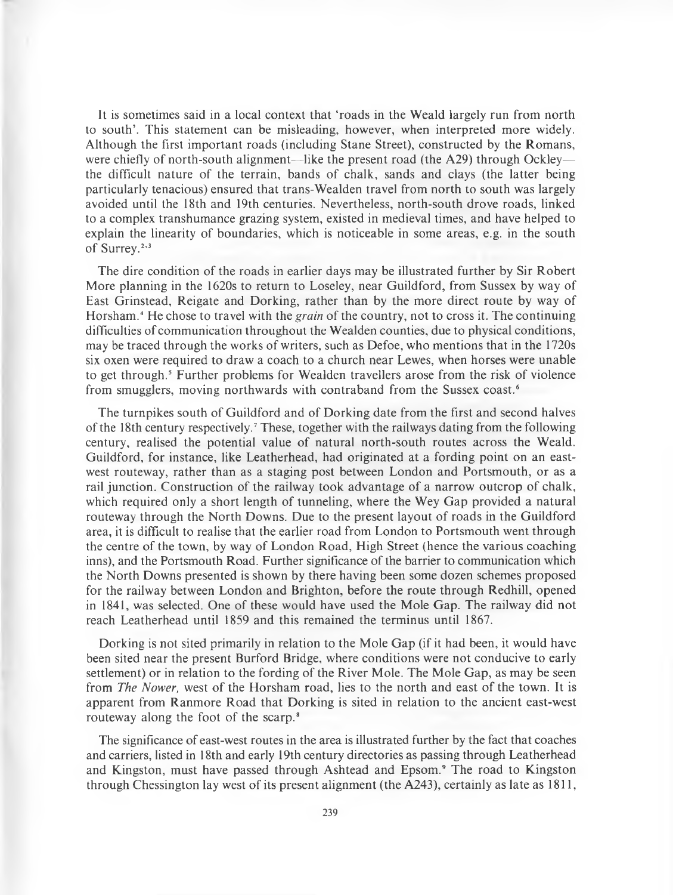It is sometimes said in a local context that 'roads in the Weald largely run from north to south'. This statement can be misleading, however, when interpreted more widely. Although the first important roads (including Stane Street), constructed by the Romans, were chiefly of north-south alignment—like the present road (the A29) through Ockley—the difficult nature of the terrain, bands of chalk, sands and clays (the latter being particularly tenacious) ensured that trans-Wealden travel from north to south was largely avoided until the 18th and 19th centuries. Nevertheless, north-south drove roads, linked to a complex transhumance grazing system, existed in medieval times, and have helped to explain the linearity of boundaries, which is noticeable in some areas, e.g. in the south of Surrey.[2,3]

The dire condition of the roads in earlier days may be illustrated further by Sir Robert More planning in the 1620s to return to Loseley, near Guildford, from Sussex by way of East Grinstead, Reigate and Dorking, rather than by the more direct route by way of Horsham.[4] He chose to travel with the *grain* of the country, not to cross it. The continuing difficulties of communication throughout the Wealden counties, due to physical conditions, may be traced through the works of writers, such as Defoe, who mentions that in the 1720s six oxen were required to draw a coach to a church near Lewes, when horses were unable to get through.[5] Further problems for Wealden travellers arose from the risk of violence from smugglers, moving northwards with contraband from the Sussex coast.[6]

The turnpikes south of Guildford and of Dorking date from the first and second halves of the 18th century respectively.[7] These, together with the railways dating from the following century, realised the potential value of natural north-south routes across the Weald. Guildford, for instance, like Leatherhead, had originated at a fording point on an east-west routeway, rather than as a staging post between London and Portsmouth, or as a rail junction. Construction of the railway took advantage of a narrow outcrop of chalk, which required only a short length of tunneling, where the Wey Gap provided a natural routeway through the North Downs. Due to the present layout of roads in the Guildford area, it is difficult to realise that the earlier road from London to Portsmouth went through the centre of the town, by way of London Road, High Street (hence the various coaching inns), and the Portsmouth Road. Further significance of the barrier to communication which the North Downs presented is shown by there having been some dozen schemes proposed for the railway between London and Brighton, before the route through Redhill, opened in 1841, was selected. One of these would have used the Mole Gap. The railway did not reach Leatherhead until 1859 and this remained the terminus until 1867.

Dorking is not sited primarily in relation to the Mole Gap (if it had been, it would have been sited near the present Burford Bridge, where conditions were not conducive to early settlement) or in relation to the fording of the River Mole. The Mole Gap, as may be seen from *The Nower,* west of the Horsham road, lies to the north and east of the town. It is apparent from Ranmore Road that Dorking is sited in relation to the ancient east-west routeway along the foot of the scarp.[8]

The significance of east-west routes in the area is illustrated further by the fact that coaches and carriers, listed in 18th and early 19th century directories as passing through Leatherhead and Kingston, must have passed through Ashtead and Epsom.[9] The road to Kingston through Chessington lay west of its present alignment (the A243), certainly as late as 1811,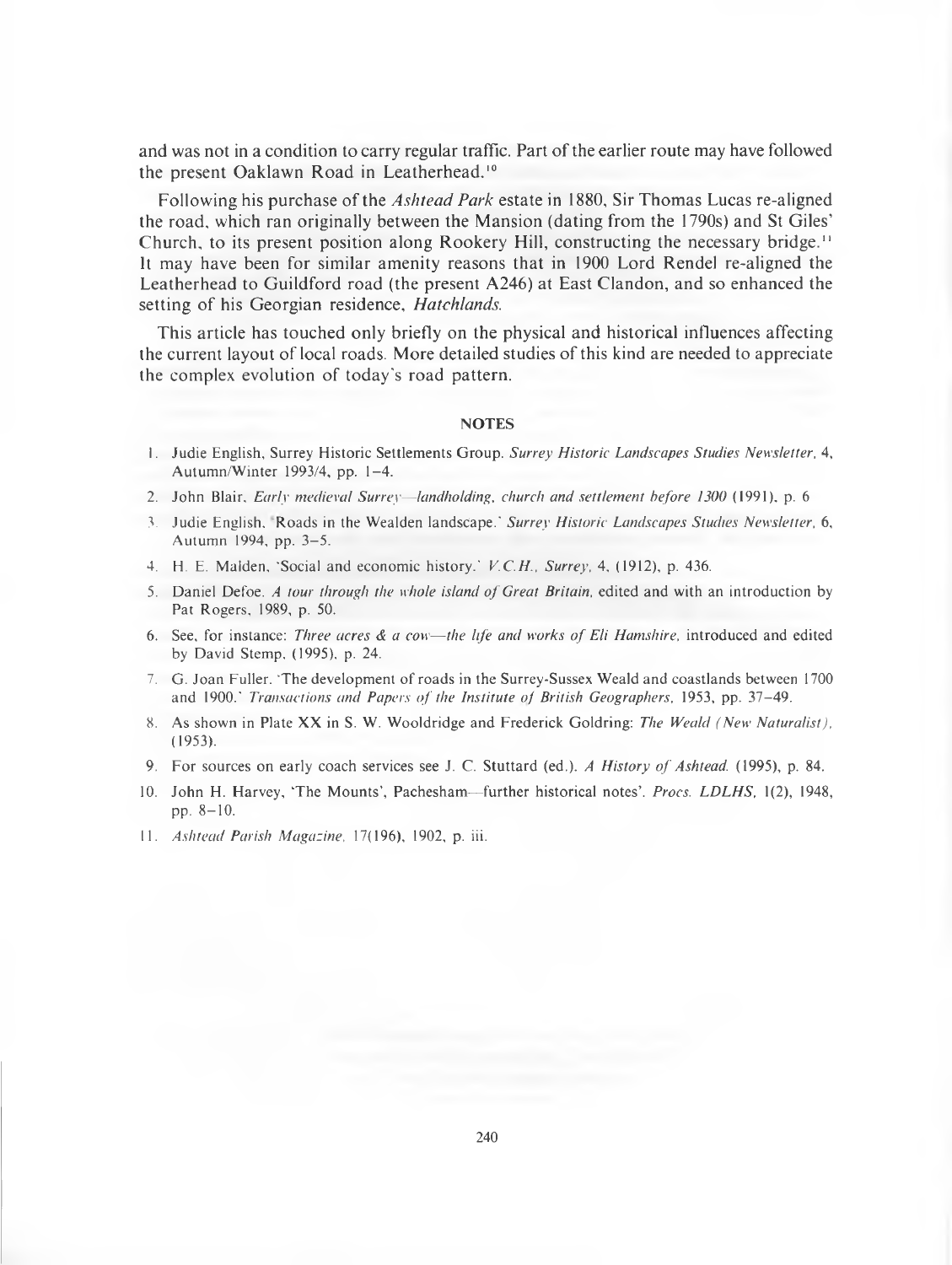and was not in a condition to carry regular traffic. Part of the earlier route may have followed the present Oaklawn Road in Leatherhead.[10]

Following his purchase of the *Ashtead Park* estate in 1880, Sir Thomas Lucas re-aligned the road, which ran originally between the Mansion (dating from the 1790s) and St Giles' Church, to its present position along Rookery Hill, constructing the necessary bridge.[11] It may have been for similar amenity reasons that in 1900 Lord Rendel re-aligned the Leatherhead to Guildford road (the present A246) at East Clandon, and so enhanced the setting of his Georgian residence, *Hatchlands*.

This article has touched only briefly on the physical and historical influences affecting the current layout of local roads. More detailed studies of this kind are needed to appreciate the complex evolution of today's road pattern.

## NOTES

1. Judie English, Surrey Historic Settlements Group. *Surrey Historic Landscapes Studies Newsletter*, 4, Autumn/Winter 1993/4, pp. 1–4.
2. John Blair, *Early medieval Surrey—landholding, church and settlement before 1300* (1991), p. 6
3. Judie English, 'Roads in the Wealden landscape.' *Surrey Historic Landscapes Studies Newsletter*, 6, Autumn 1994, pp. 3–5.
4. H. E. Malden, 'Social and economic history.' *V.C.H., Surrey*, 4, (1912), p. 436.
5. Daniel Defoe. *A tour through the whole island of Great Britain*, edited and with an introduction by Pat Rogers, 1989, p. 50.
6. See, for instance: *Three acres & a cow—the life and works of Eli Hamshire*, introduced and edited by David Stemp, (1995), p. 24.
7. G. Joan Fuller. 'The development of roads in the Surrey-Sussex Weald and coastlands between 1700 and 1900.' *Transactions and Papers of the Institute of British Geographers*, 1953, pp. 37–49.
8. As shown in Plate XX in S. W. Wooldridge and Frederick Goldring: *The Weald (New Naturalist)*, (1953).
9. For sources on early coach services see J. C. Stuttard (ed.). *A History of Ashtead*. (1995), p. 84.
10. John H. Harvey, 'The Mounts', Pachesham—further historical notes'. *Procs. LDLHS*, 1(2), 1948, pp. 8–10.
11. *Ashtead Parish Magazine*, 17(196), 1902, p. iii.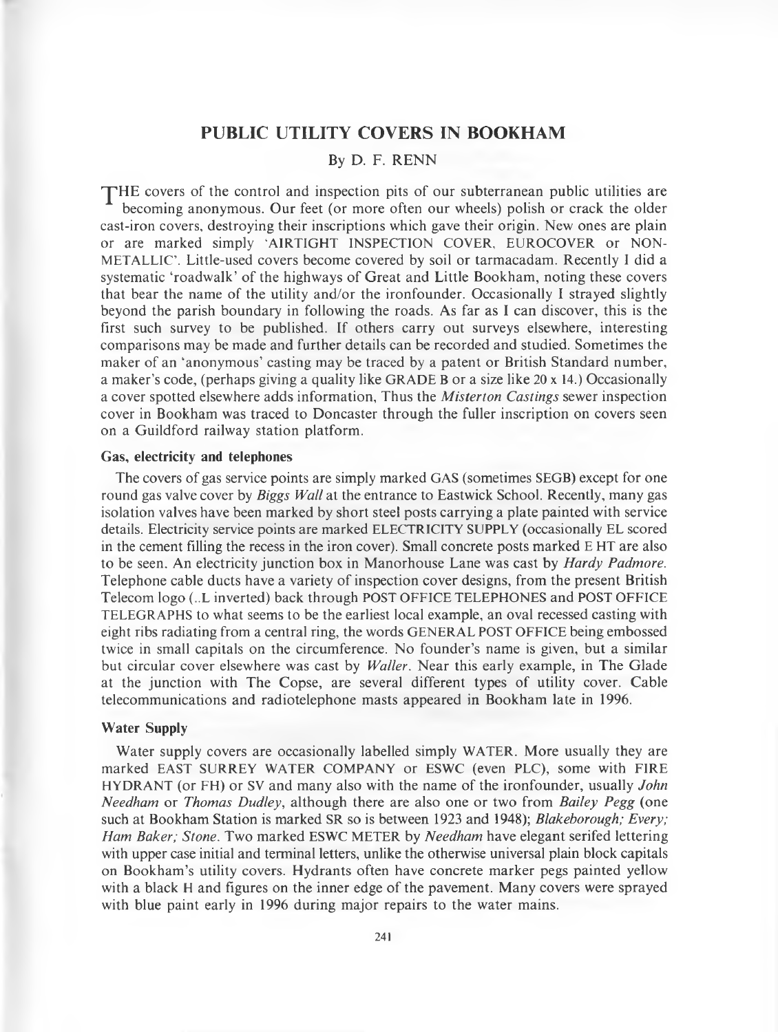## PUBLIC UTILITY COVERS IN BOOKHAM

By D. F. RENN

THE covers of the control and inspection pits of our subterranean public utilities are becoming anonymous. Our feet (or more often our wheels) polish or crack the older cast-iron covers, destroying their inscriptions which gave their origin. New ones are plain or are marked simply 'AIRTIGHT INSPECTION COVER, EUROCOVER or NON-METALLIC'. Little-used covers become covered by soil or tarmacadam. Recently I did a systematic 'roadwalk' of the highways of Great and Little Bookham, noting these covers that bear the name of the utility and/or the ironfounder. Occasionally I strayed slightly beyond the parish boundary in following the roads. As far as I can discover, this is the first such survey to be published. If others carry out surveys elsewhere, interesting comparisons may be made and further details can be recorded and studied. Sometimes the maker of an 'anonymous' casting may be traced by a patent or British Standard number, a maker's code, (perhaps giving a quality like GRADE B or a size like 20 x 14.) Occasionally a cover spotted elsewhere adds information, Thus the *Misterton Castings* sewer inspection cover in Bookham was traced to Doncaster through the fuller inscription on covers seen on a Guildford railway station platform.

### Gas, electricity and telephones

The covers of gas service points are simply marked GAS (sometimes SEGB) except for one round gas valve cover by *Biggs Wall* at the entrance to Eastwick School. Recently, many gas isolation valves have been marked by short steel posts carrying a plate painted with service details. Electricity service points are marked ELECTRICITY SUPPLY (occasionally EL scored in the cement filling the recess in the iron cover). Small concrete posts marked E HT are also to be seen. An electricity junction box in Manorhouse Lane was cast by *Hardy Padmore*. Telephone cable ducts have a variety of inspection cover designs, from the present British Telecom logo (..L inverted) back through POST OFFICE TELEPHONES and POST OFFICE TELEGRAPHS to what seems to be the earliest local example, an oval recessed casting with eight ribs radiating from a central ring, the words GENERAL POST OFFICE being embossed twice in small capitals on the circumference. No founder's name is given, but a similar but circular cover elsewhere was cast by *Waller*. Near this early example, in The Glade at the junction with The Copse, are several different types of utility cover. Cable telecommunications and radiotelephone masts appeared in Bookham late in 1996.

### Water Supply

Water supply covers are occasionally labelled simply WATER. More usually they are marked EAST SURREY WATER COMPANY or ESWC (even PLC), some with FIRE HYDRANT (or FH) or SV and many also with the name of the ironfounder, usually *John Needham* or *Thomas Dudley*, although there are also one or two from *Bailey Pegg* (one such at Bookham Station is marked SR so is between 1923 and 1948); *Blakeborough; Every; Ham Baker; Stone*. Two marked ESWC METER by *Needham* have elegant serifed lettering with upper case initial and terminal letters, unlike the otherwise universal plain block capitals on Bookham's utility covers. Hydrants often have concrete marker pegs painted yellow with a black H and figures on the inner edge of the pavement. Many covers were sprayed with blue paint early in 1996 during major repairs to the water mains.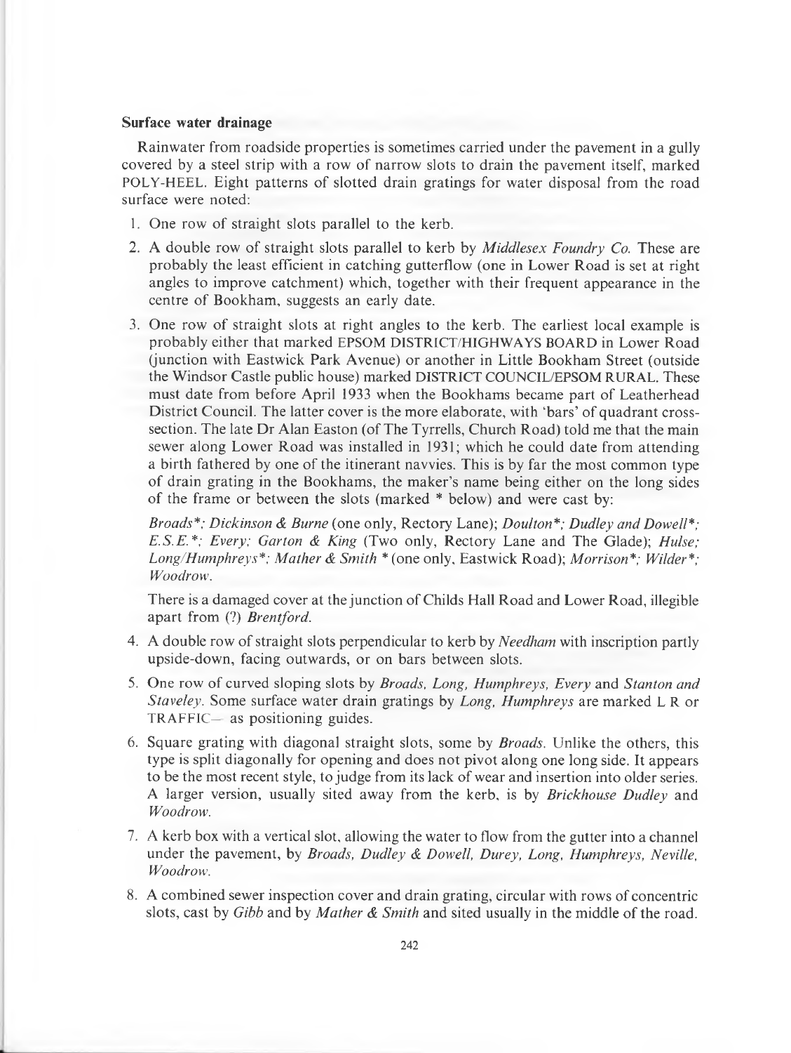**Surface water drainage**

Rainwater from roadside properties is sometimes carried under the pavement in a gully covered by a steel strip with a row of narrow slots to drain the pavement itself, marked POLY-HEEL. Eight patterns of slotted drain gratings for water disposal from the road surface were noted:

1. One row of straight slots parallel to the kerb.
2. A double row of straight slots parallel to kerb by *Middlesex Foundry Co.* These are probably the least efficient in catching gutterflow (one in Lower Road is set at right angles to improve catchment) which, together with their frequent appearance in the centre of Bookham, suggests an early date.
3. One row of straight slots at right angles to the kerb. The earliest local example is probably either that marked EPSOM DISTRICT/HIGHWAYS BOARD in Lower Road (junction with Eastwick Park Avenue) or another in Little Bookham Street (outside the Windsor Castle public house) marked DISTRICT COUNCIL/EPSOM RURAL. These must date from before April 1933 when the Bookhams became part of Leatherhead District Council. The latter cover is the more elaborate, with 'bars' of quadrant cross-section. The late Dr Alan Easton (of The Tyrrells, Church Road) told me that the main sewer along Lower Road was installed in 1931; which he could date from attending a birth fathered by one of the itinerant navvies. This is by far the most common type of drain grating in the Bookhams, the maker's name being either on the long sides of the frame or between the slots (marked * below) and were cast by:

   *Broads*\*; *Dickinson & Burne* (one only, Rectory Lane); *Doulton*\*; *Dudley and Dowell*\*; *E.S.E.*\*; *Every*; *Garton & King* (Two only, Rectory Lane and The Glade); *Hulse*; *Long/Humphreys*\*; *Mather & Smith* \* (one only, Eastwick Road); *Morrison*\*; *Wilder*\*; *Woodrow*.

   There is a damaged cover at the junction of Childs Hall Road and Lower Road, illegible apart from (?) *Brentford*.
4. A double row of straight slots perpendicular to kerb by *Needham* with inscription partly upside-down, facing outwards, or on bars between slots.
5. One row of curved sloping slots by *Broads, Long, Humphreys, Every* and *Stanton and Staveley*. Some surface water drain gratings by *Long, Humphreys* are marked L R or TRAFFIC— as positioning guides.
6. Square grating with diagonal straight slots, some by *Broads*. Unlike the others, this type is split diagonally for opening and does not pivot along one long side. It appears to be the most recent style, to judge from its lack of wear and insertion into older series. A larger version, usually sited away from the kerb, is by *Brickhouse Dudley* and *Woodrow*.
7. A kerb box with a vertical slot, allowing the water to flow from the gutter into a channel under the pavement, by *Broads, Dudley & Dowell, Durey, Long, Humphreys, Neville, Woodrow*.
8. A combined sewer inspection cover and drain grating, circular with rows of concentric slots, cast by *Gibb* and by *Mather & Smith* and sited usually in the middle of the road.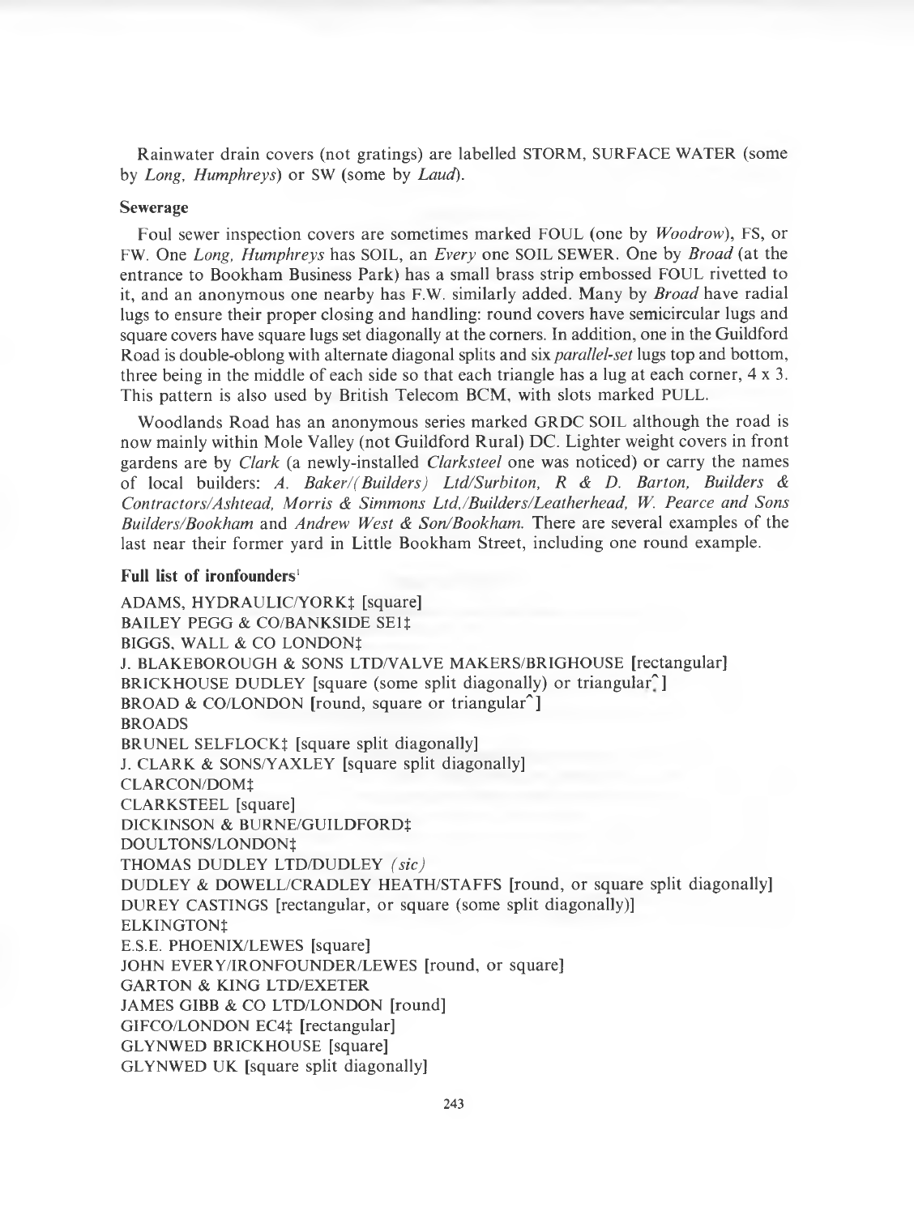Rainwater drain covers (not gratings) are labelled STORM, SURFACE WATER (some by *Long, Humphreys*) or SW (some by *Laud*).

**Sewerage**

Foul sewer inspection covers are sometimes marked FOUL (one by *Woodrow*), FS, or FW. One *Long, Humphreys* has SOIL, an *Every* one SOIL SEWER. One by *Broad* (at the entrance to Bookham Business Park) has a small brass strip embossed FOUL rivetted to it, and an anonymous one nearby has F.W. similarly added. Many by *Broad* have radial lugs to ensure their proper closing and handling: round covers have semicircular lugs and square covers have square lugs set diagonally at the corners. In addition, one in the Guildford Road is double-oblong with alternate diagonal splits and six *parallel-set* lugs top and bottom, three being in the middle of each side so that each triangle has a lug at each corner, 4 x 3. This pattern is also used by British Telecom BCM, with slots marked PULL.

Woodlands Road has an anonymous series marked GRDC SOIL although the road is now mainly within Mole Valley (not Guildford Rural) DC. Lighter weight covers in front gardens are by *Clark* (a newly-installed *Clarksteel* one was noticed) or carry the names of local builders: *A. Baker/(Builders) Ltd/Surbiton, R & D. Barton, Builders & Contractors/Ashtead, Morris & Simmons Ltd,/Builders/Leatherhead, W. Pearce and Sons Builders/Bookham* and *Andrew West & Son/Bookham.* There are several examples of the last near their former yard in Little Bookham Street, including one round example.

**Full list of ironfounders**[1]

ADAMS, HYDRAULIC/YORK‡ [square]
BAILEY PEGG & CO/BANKSIDE SE1‡
BIGGS, WALL & CO LONDON‡
J. BLAKEBOROUGH & SONS LTD/VALVE MAKERS/BRIGHOUSE [rectangular]
BRICKHOUSE DUDLEY [square (some split diagonally) or triangular^]
BROAD & CO/LONDON [round, square or triangular^]
BROADS
BRUNEL SELFLOCK‡ [square split diagonally]
J. CLARK & SONS/YAXLEY [square split diagonally]
CLARCON/DOM‡
CLARKSTEEL [square]
DICKINSON & BURNE/GUILDFORD‡
DOULTONS/LONDON‡
THOMAS DUDLEY LTD/DUDLEY *(sic)*
DUDLEY & DOWELL/CRADLEY HEATH/STAFFS [round, or square split diagonally]
DUREY CASTINGS [rectangular, or square (some split diagonally)]
ELKINGTON‡
E.S.E. PHOENIX/LEWES [square]
JOHN EVERY/IRONFOUNDER/LEWES [round, or square]
GARTON & KING LTD/EXETER
JAMES GIBB & CO LTD/LONDON [round]
GIFCO/LONDON EC4‡ [rectangular]
GLYNWED BRICKHOUSE [square]
GLYNWED UK [square split diagonally]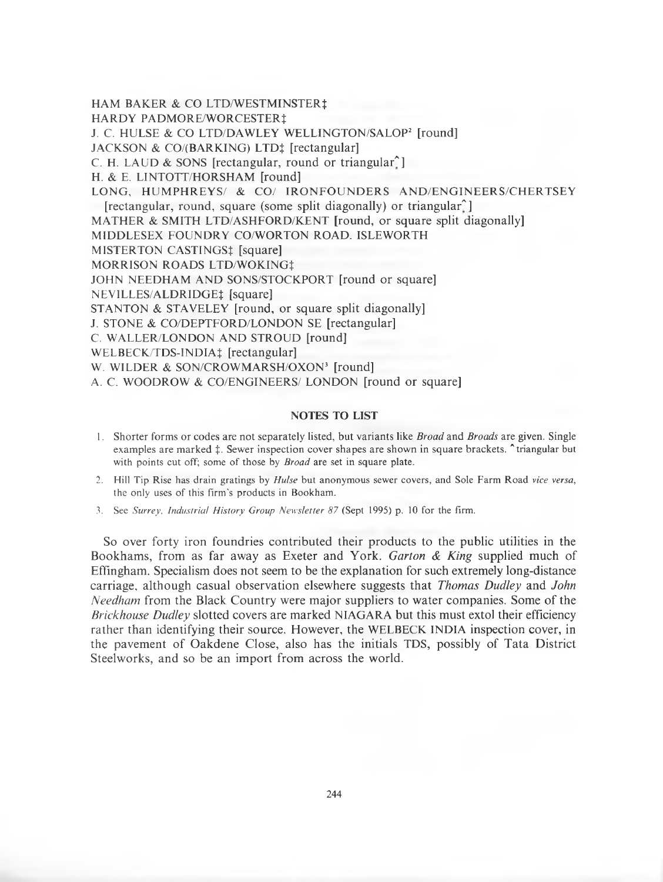HAM BAKER & CO LTD/WESTMINSTER‡
HARDY PADMORE/WORCESTER‡
J. C. HULSE & CO LTD/DAWLEY WELLINGTON/SALOP[2] [round]
JACKSON & CO/(BARKING) LTD‡ [rectangular]
C. H. LAUD & SONS [rectangular, round or triangular^]
H. & E. LINTOTT/HORSHAM [round]
LONG, HUMPHREYS/ & CO/ IRONFOUNDERS AND/ENGINEERS/CHERTSEY [rectangular, round, square (some split diagonally) or triangular^]
MATHER & SMITH LTD/ASHFORD/KENT [round, or square split diagonally]
MIDDLESEX FOUNDRY CO/WORTON ROAD. ISLEWORTH
MISTERTON CASTINGS‡ [square]
MORRISON ROADS LTD/WOKING‡
JOHN NEEDHAM AND SONS/STOCKPORT [round or square]
NEVILLES/ALDRIDGE‡ [square]
STANTON & STAVELEY [round, or square split diagonally]
J. STONE & CO/DEPTFORD/LONDON SE [rectangular]
C. WALLER/LONDON AND STROUD [round]
WELBECK/TDS-INDIA‡ [rectangular]
W. WILDER & SON/CROWMARSH/OXON[3] [round]
A. C. WOODROW & CO/ENGINEERS/ LONDON [round or square]

**NOTES TO LIST**

1. Shorter forms or codes are not separately listed, but variants like *Broad* and *Broads* are given. Single examples are marked ‡. Sewer inspection cover shapes are shown in square brackets. ^ triangular but with points cut off; some of those by *Broad* are set in square plate.
2. Hill Tip Rise has drain gratings by *Hulse* but anonymous sewer covers, and Sole Farm Road *vice versa*, the only uses of this firm's products in Bookham.
3. See *Surrey Industrial History Group Newsletter 87* (Sept 1995) p. 10 for the firm.

So over forty iron foundries contributed their products to the public utilities in the Bookhams, from as far away as Exeter and York. *Garton & King* supplied much of Effingham. Specialism does not seem to be the explanation for such extremely long-distance carriage, although casual observation elsewhere suggests that *Thomas Dudley* and *John Needham* from the Black Country were major suppliers to water companies. Some of the *Brickhouse Dudley* slotted covers are marked NIAGARA but this must extol their efficiency rather than identifying their source. However, the WELBECK INDIA inspection cover, in the pavement of Oakdene Close, also has the initials TDS, possibly of Tata District Steelworks, and so be an import from across the world.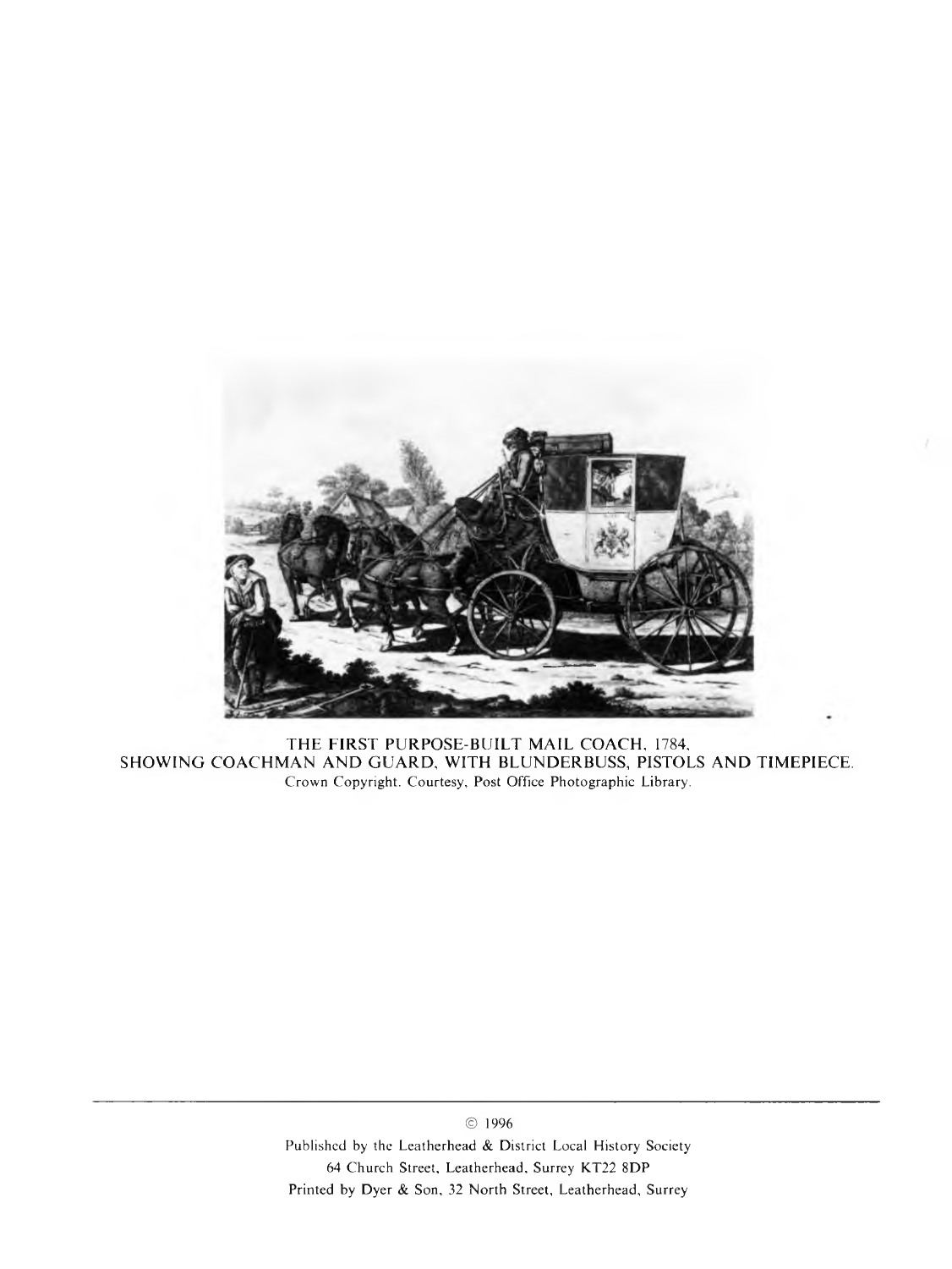THE FIRST PURPOSE-BUILT MAIL COACH, 1784,
SHOWING COACHMAN AND GUARD, WITH BLUNDERBUSS, PISTOLS AND TIMEPIECE.
Crown Copyright. Courtesy, Post Office Photographic Library.

© 1996

Published by the Leatherhead & District Local History Society
64 Church Street, Leatherhead, Surrey KT22 8DP
Printed by Dyer & Son, 32 North Street, Leatherhead, Surrey